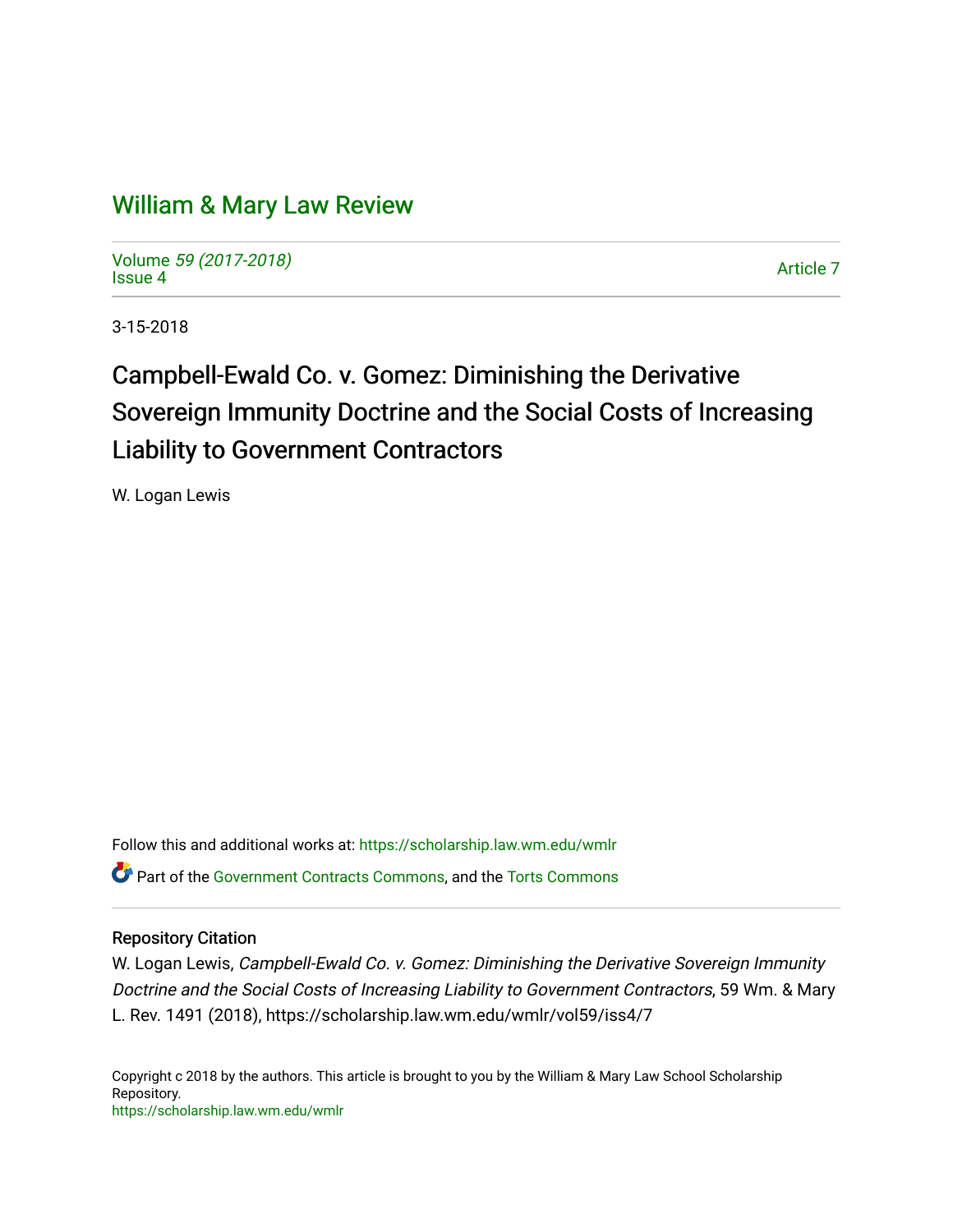# William & Mary Law Review

Volume *59 (2017-2018)*
Issue 4

Article 7

3-15-2018

## Campbell-Ewald Co. v. Gomez: Diminishing the Derivative Sovereign Immunity Doctrine and the Social Costs of Increasing Liability to Government Contractors

W. Logan Lewis

Follow this and additional works at: https://scholarship.law.wm.edu/wmlr

Part of the Government Contracts Commons, and the Torts Commons

### Repository Citation

W. Logan Lewis, *Campbell-Ewald Co. v. Gomez: Diminishing the Derivative Sovereign Immunity Doctrine and the Social Costs of Increasing Liability to Government Contractors*, 59 Wm. & Mary L. Rev. 1491 (2018), https://scholarship.law.wm.edu/wmlr/vol59/iss4/7

Copyright c 2018 by the authors. This article is brought to you by the William & Mary Law School Scholarship Repository.
https://scholarship.law.wm.edu/wmlr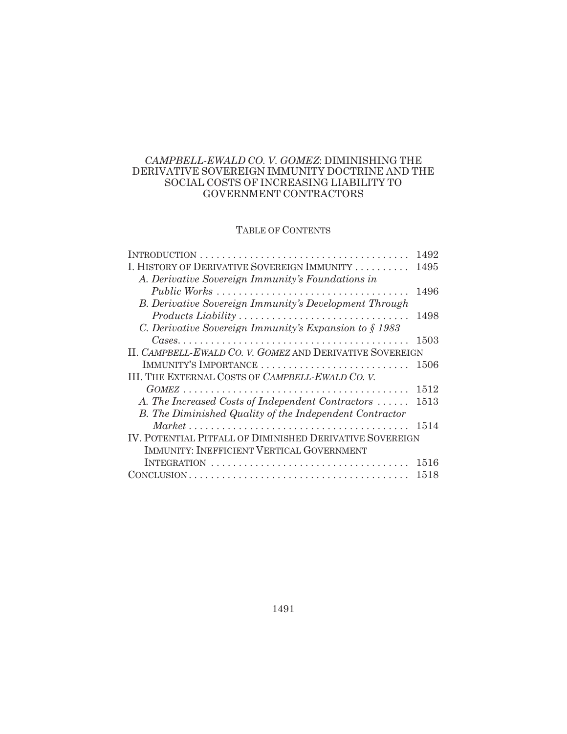# *CAMPBELL-EWALD CO. V. GOMEZ*: DIMINISHING THE DERIVATIVE SOVEREIGN IMMUNITY DOCTRINE AND THE SOCIAL COSTS OF INCREASING LIABILITY TO GOVERNMENT CONTRACTORS

## TABLE OF CONTENTS

| | |
|---|---|
| INTRODUCTION | 1492 |
| I. HISTORY OF DERIVATIVE SOVEREIGN IMMUNITY | 1495 |
| *A. Derivative Sovereign Immunity's Foundations in Public Works* | 1496 |
| *B. Derivative Sovereign Immunity's Development Through Products Liability* | 1498 |
| *C. Derivative Sovereign Immunity's Expansion to § 1983 Cases* | 1503 |
| II. *CAMPBELL-EWALD CO. V. GOMEZ* AND DERIVATIVE SOVEREIGN IMMUNITY'S IMPORTANCE | 1506 |
| III. THE EXTERNAL COSTS OF *CAMPBELL-EWALD CO. V. GOMEZ* | 1512 |
| *A. The Increased Costs of Independent Contractors* | 1513 |
| *B. The Diminished Quality of the Independent Contractor Market* | 1514 |
| IV. POTENTIAL PITFALL OF DIMINISHED DERIVATIVE SOVEREIGN IMMUNITY: INEFFICIENT VERTICAL GOVERNMENT INTEGRATION | 1516 |
| CONCLUSION | 1518 |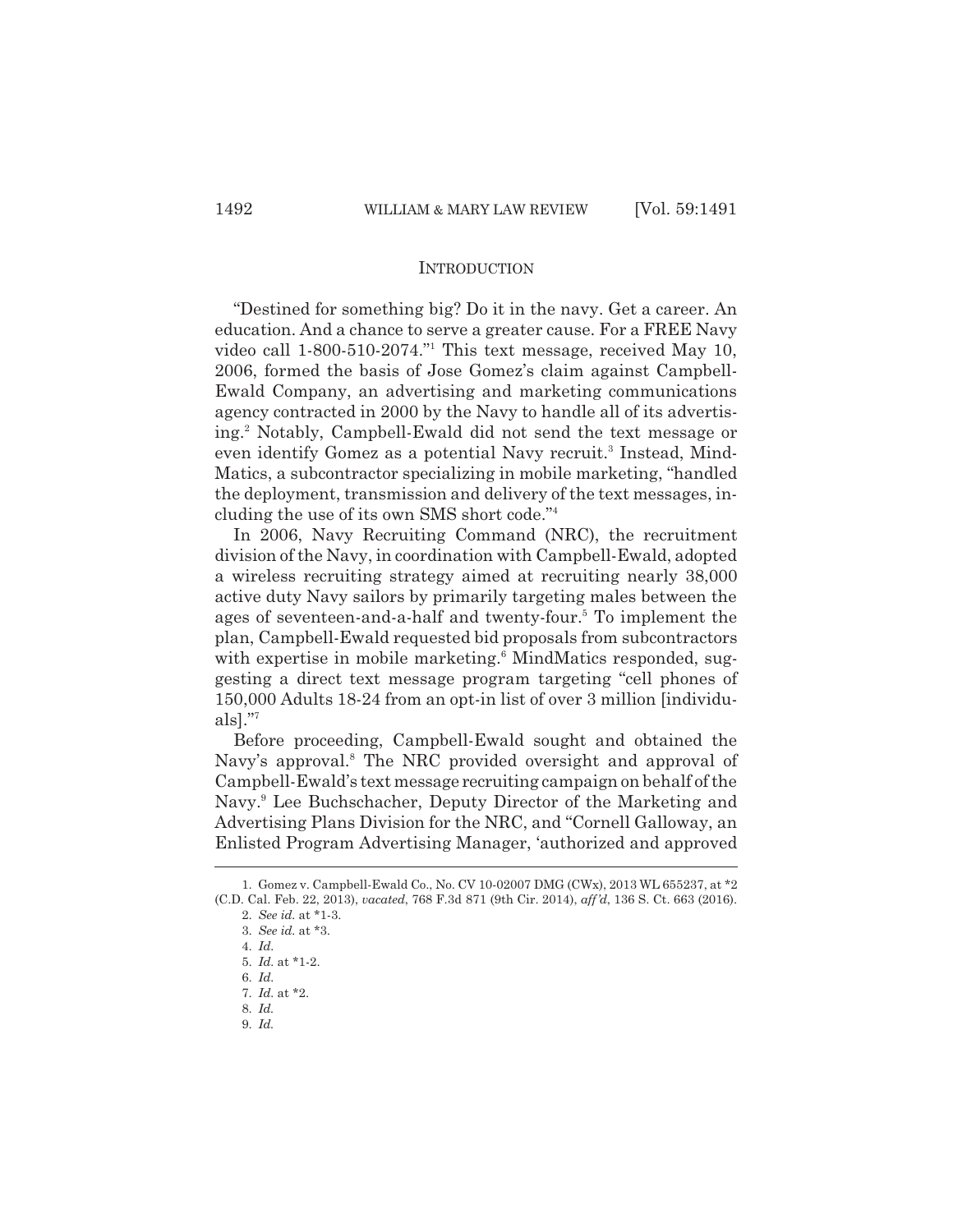## INTRODUCTION

"Destined for something big? Do it in the navy. Get a career. An education. And a chance to serve a greater cause. For a FREE Navy video call 1-800-510-2074."[1] This text message, received May 10, 2006, formed the basis of Jose Gomez's claim against Campbell-Ewald Company, an advertising and marketing communications agency contracted in 2000 by the Navy to handle all of its advertising.[2] Notably, Campbell-Ewald did not send the text message or even identify Gomez as a potential Navy recruit.[3] Instead, MindMatics, a subcontractor specializing in mobile marketing, "handled the deployment, transmission and delivery of the text messages, including the use of its own SMS short code."[4]

In 2006, Navy Recruiting Command (NRC), the recruitment division of the Navy, in coordination with Campbell-Ewald, adopted a wireless recruiting strategy aimed at recruiting nearly 38,000 active duty Navy sailors by primarily targeting males between the ages of seventeen-and-a-half and twenty-four.[5] To implement the plan, Campbell-Ewald requested bid proposals from subcontractors with expertise in mobile marketing.[6] MindMatics responded, suggesting a direct text message program targeting "cell phones of 150,000 Adults 18-24 from an opt-in list of over 3 million [individuals]."[7]

Before proceeding, Campbell-Ewald sought and obtained the Navy's approval.[8] The NRC provided oversight and approval of Campbell-Ewald's text message recruiting campaign on behalf of the Navy.[9] Lee Buchschacher, Deputy Director of the Marketing and Advertising Plans Division for the NRC, and "Cornell Galloway, an Enlisted Program Advertising Manager, 'authorized and approved

---

1. Gomez v. Campbell-Ewald Co., No. CV 10-02007 DMG (CWx), 2013 WL 655237, at *2 (C.D. Cal. Feb. 22, 2013), *vacated*, 768 F.3d 871 (9th Cir. 2014), *aff'd*, 136 S. Ct. 663 (2016).
2. *See id.* at *1-3.
3. *See id.* at *3.
4. *Id.*
5. *Id.* at *1-2.
6. *Id.*
7. *Id.* at *2.
8. *Id.*
9. *Id.*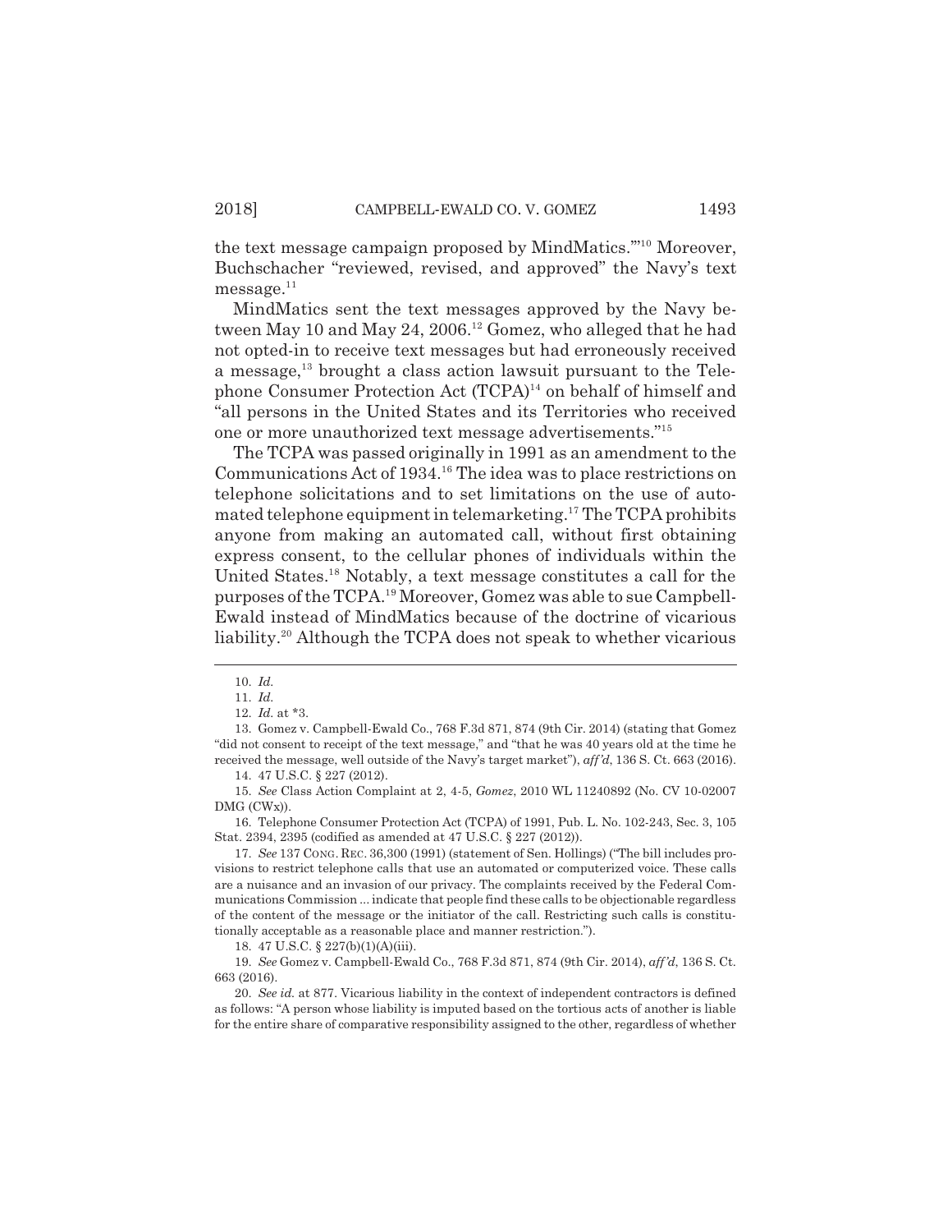the text message campaign proposed by MindMatics.'"[10] Moreover, Buchschacher "reviewed, revised, and approved" the Navy's text message.[11]

MindMatics sent the text messages approved by the Navy between May 10 and May 24, 2006.[12] Gomez, who alleged that he had not opted-in to receive text messages but had erroneously received a message,[13] brought a class action lawsuit pursuant to the Telephone Consumer Protection Act (TCPA)[14] on behalf of himself and "all persons in the United States and its Territories who received one or more unauthorized text message advertisements."[15]

The TCPA was passed originally in 1991 as an amendment to the Communications Act of 1934.[16] The idea was to place restrictions on telephone solicitations and to set limitations on the use of automated telephone equipment in telemarketing.[17] The TCPA prohibits anyone from making an automated call, without first obtaining express consent, to the cellular phones of individuals within the United States.[18] Notably, a text message constitutes a call for the purposes of the TCPA.[19] Moreover, Gomez was able to sue Campbell-Ewald instead of MindMatics because of the doctrine of vicarious liability.[20] Although the TCPA does not speak to whether vicarious

---

10. *Id.*

11. *Id.*

12. *Id.* at *3.

13. Gomez v. Campbell-Ewald Co., 768 F.3d 871, 874 (9th Cir. 2014) (stating that Gomez "did not consent to receipt of the text message," and "that he was 40 years old at the time he received the message, well outside of the Navy's target market"), *aff'd*, 136 S. Ct. 663 (2016).

14. 47 U.S.C. § 227 (2012).

15. *See* Class Action Complaint at 2, 4-5, *Gomez*, 2010 WL 11240892 (No. CV 10-02007 DMG (CWx)).

16. Telephone Consumer Protection Act (TCPA) of 1991, Pub. L. No. 102-243, Sec. 3, 105 Stat. 2394, 2395 (codified as amended at 47 U.S.C. § 227 (2012)).

17. *See* 137 CONG. REC. 36,300 (1991) (statement of Sen. Hollings) ("The bill includes provisions to restrict telephone calls that use an automated or computerized voice. These calls are a nuisance and an invasion of our privacy. The complaints received by the Federal Communications Commission ... indicate that people find these calls to be objectionable regardless of the content of the message or the initiator of the call. Restricting such calls is constitutionally acceptable as a reasonable place and manner restriction.").

18. 47 U.S.C. § 227(b)(1)(A)(iii).

19. *See* Gomez v. Campbell-Ewald Co., 768 F.3d 871, 874 (9th Cir. 2014), *aff'd*, 136 S. Ct. 663 (2016).

20. *See id.* at 877. Vicarious liability in the context of independent contractors is defined as follows: "A person whose liability is imputed based on the tortious acts of another is liable for the entire share of comparative responsibility assigned to the other, regardless of whether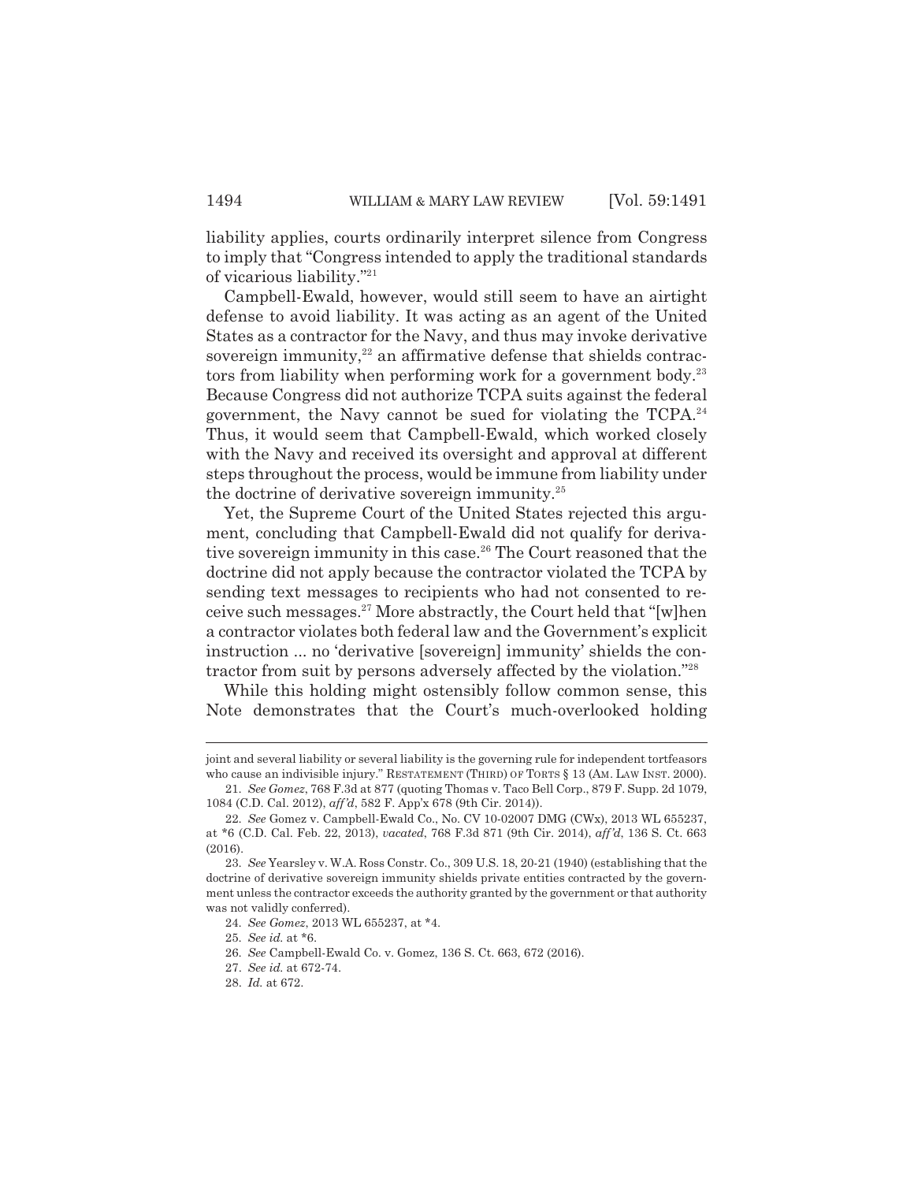liability applies, courts ordinarily interpret silence from Congress to imply that "Congress intended to apply the traditional standards of vicarious liability."[21]

Campbell-Ewald, however, would still seem to have an airtight defense to avoid liability. It was acting as an agent of the United States as a contractor for the Navy, and thus may invoke derivative sovereign immunity,[22] an affirmative defense that shields contractors from liability when performing work for a government body.[23] Because Congress did not authorize TCPA suits against the federal government, the Navy cannot be sued for violating the TCPA.[24] Thus, it would seem that Campbell-Ewald, which worked closely with the Navy and received its oversight and approval at different steps throughout the process, would be immune from liability under the doctrine of derivative sovereign immunity.[25]

Yet, the Supreme Court of the United States rejected this argument, concluding that Campbell-Ewald did not qualify for derivative sovereign immunity in this case.[26] The Court reasoned that the doctrine did not apply because the contractor violated the TCPA by sending text messages to recipients who had not consented to receive such messages.[27] More abstractly, the Court held that "[w]hen a contractor violates both federal law and the Government's explicit instruction ... no 'derivative [sovereign] immunity' shields the contractor from suit by persons adversely affected by the violation."[28]

While this holding might ostensibly follow common sense, this Note demonstrates that the Court's much-overlooked holding

---

joint and several liability or several liability is the governing rule for independent tortfeasors who cause an indivisible injury." RESTATEMENT (THIRD) OF TORTS § 13 (AM. LAW INST. 2000).

21. *See Gomez*, 768 F.3d at 877 (quoting Thomas v. Taco Bell Corp., 879 F. Supp. 2d 1079, 1084 (C.D. Cal. 2012), *aff'd*, 582 F. App'x 678 (9th Cir. 2014)).

22. *See* Gomez v. Campbell-Ewald Co., No. CV 10-02007 DMG (CWx), 2013 WL 655237, at \*6 (C.D. Cal. Feb. 22, 2013), *vacated*, 768 F.3d 871 (9th Cir. 2014), *aff'd*, 136 S. Ct. 663 (2016).

23. *See* Yearsley v. W.A. Ross Constr. Co., 309 U.S. 18, 20-21 (1940) (establishing that the doctrine of derivative sovereign immunity shields private entities contracted by the government unless the contractor exceeds the authority granted by the government or that authority was not validly conferred).

24. *See Gomez*, 2013 WL 655237, at \*4.

25. *See id.* at \*6.

26. *See* Campbell-Ewald Co. v. Gomez, 136 S. Ct. 663, 672 (2016).

27. *See id.* at 672-74.

28. *Id.* at 672.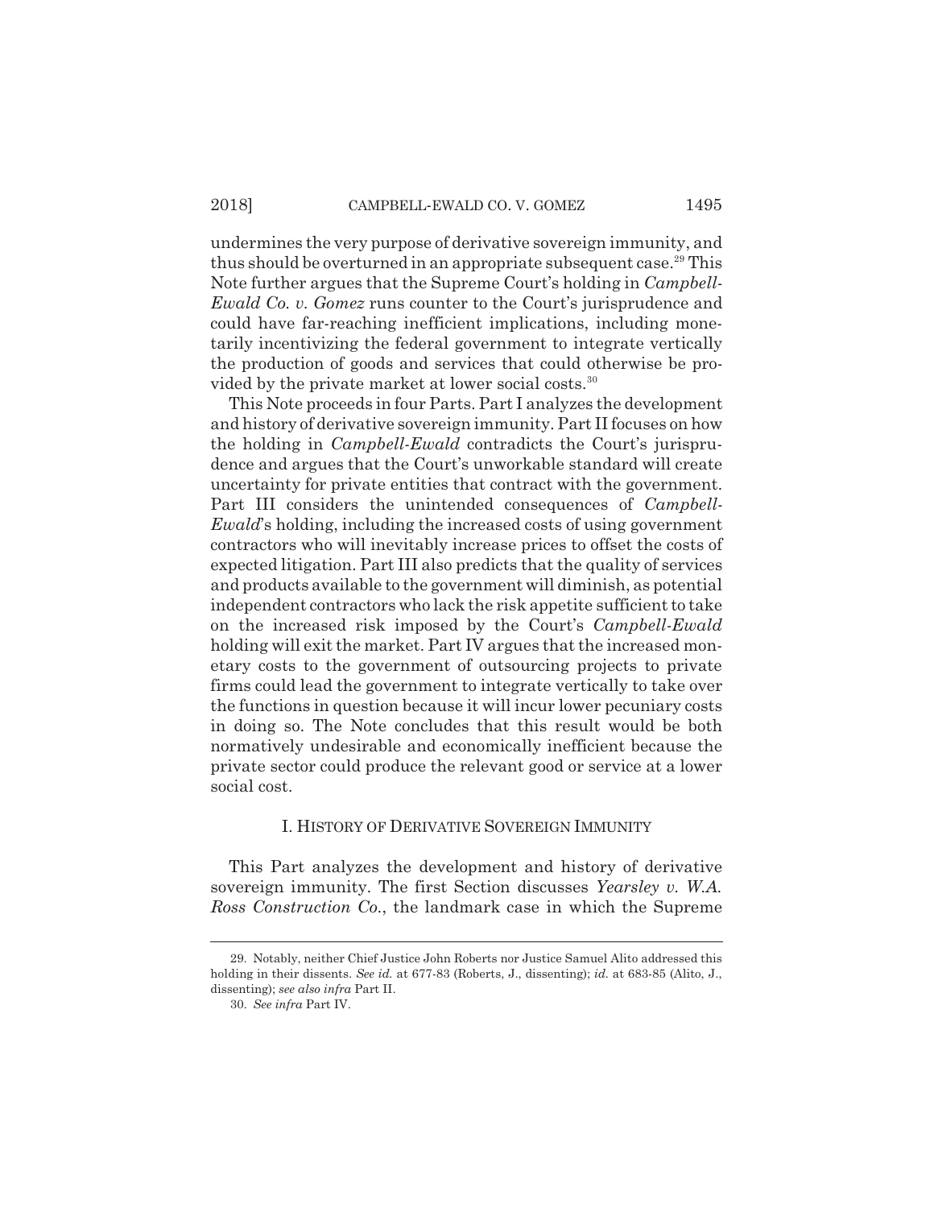undermines the very purpose of derivative sovereign immunity, and thus should be overturned in an appropriate subsequent case.[29] This Note further argues that the Supreme Court's holding in *Campbell-Ewald Co. v. Gomez* runs counter to the Court's jurisprudence and could have far-reaching inefficient implications, including monetarily incentivizing the federal government to integrate vertically the production of goods and services that could otherwise be provided by the private market at lower social costs.[30]

This Note proceeds in four Parts. Part I analyzes the development and history of derivative sovereign immunity. Part II focuses on how the holding in *Campbell-Ewald* contradicts the Court's jurisprudence and argues that the Court's unworkable standard will create uncertainty for private entities that contract with the government. Part III considers the unintended consequences of *Campbell-Ewald*'s holding, including the increased costs of using government contractors who will inevitably increase prices to offset the costs of expected litigation. Part III also predicts that the quality of services and products available to the government will diminish, as potential independent contractors who lack the risk appetite sufficient to take on the increased risk imposed by the Court's *Campbell-Ewald* holding will exit the market. Part IV argues that the increased monetary costs to the government of outsourcing projects to private firms could lead the government to integrate vertically to take over the functions in question because it will incur lower pecuniary costs in doing so. The Note concludes that this result would be both normatively undesirable and economically inefficient because the private sector could produce the relevant good or service at a lower social cost.

## I. HISTORY OF DERIVATIVE SOVEREIGN IMMUNITY

This Part analyzes the development and history of derivative sovereign immunity. The first Section discusses *Yearsley v. W.A. Ross Construction Co.*, the landmark case in which the Supreme

---

29. Notably, neither Chief Justice John Roberts nor Justice Samuel Alito addressed this holding in their dissents. *See id.* at 677-83 (Roberts, J., dissenting); *id.* at 683-85 (Alito, J., dissenting); *see also infra* Part II.

30. *See infra* Part IV.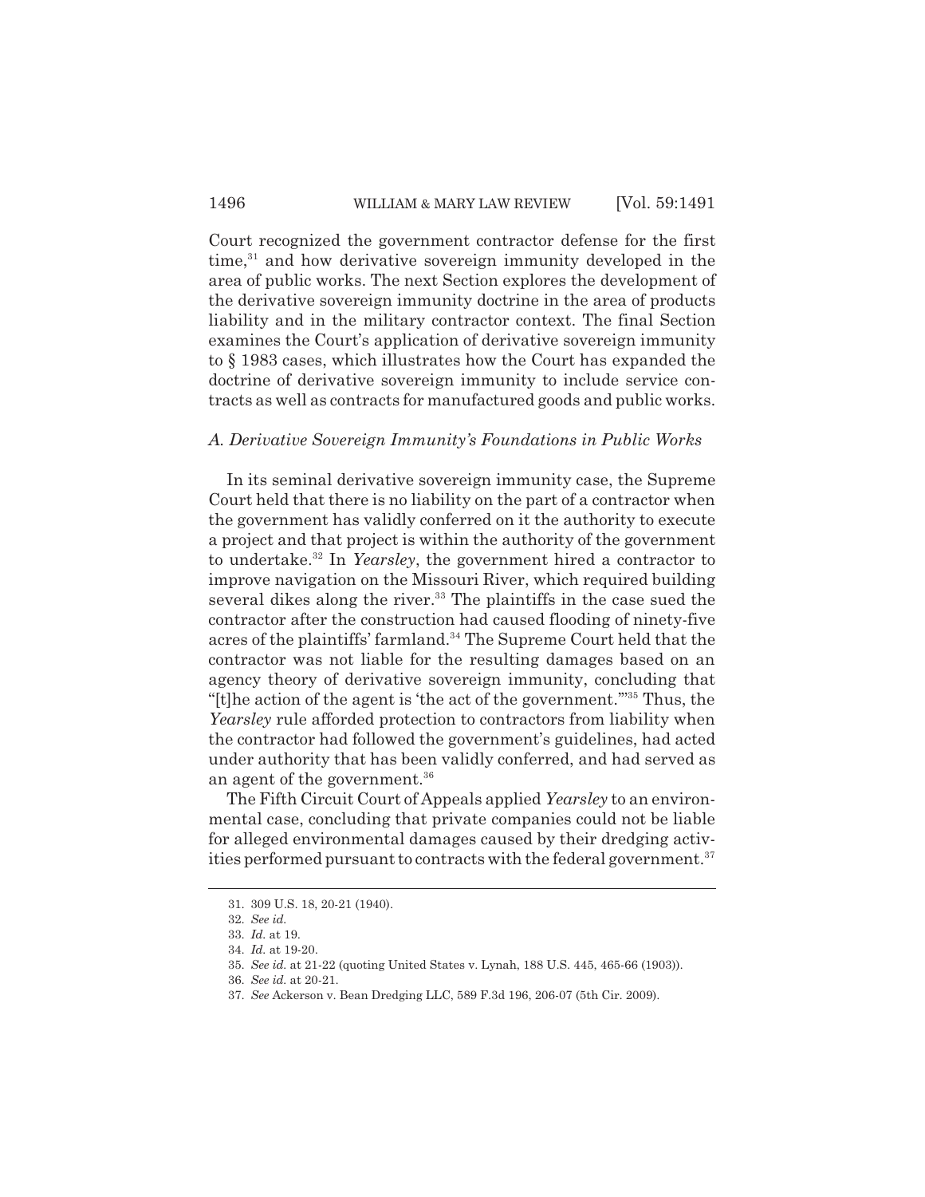Court recognized the government contractor defense for the first time,[31] and how derivative sovereign immunity developed in the area of public works. The next Section explores the development of the derivative sovereign immunity doctrine in the area of products liability and in the military contractor context. The final Section examines the Court's application of derivative sovereign immunity to § 1983 cases, which illustrates how the Court has expanded the doctrine of derivative sovereign immunity to include service contracts as well as contracts for manufactured goods and public works.

### *A. Derivative Sovereign Immunity's Foundations in Public Works*

In its seminal derivative sovereign immunity case, the Supreme Court held that there is no liability on the part of a contractor when the government has validly conferred on it the authority to execute a project and that project is within the authority of the government to undertake.[32] In *Yearsley*, the government hired a contractor to improve navigation on the Missouri River, which required building several dikes along the river.[33] The plaintiffs in the case sued the contractor after the construction had caused flooding of ninety-five acres of the plaintiffs' farmland.[34] The Supreme Court held that the contractor was not liable for the resulting damages based on an agency theory of derivative sovereign immunity, concluding that "[t]he action of the agent is 'the act of the government.'"[35] Thus, the *Yearsley* rule afforded protection to contractors from liability when the contractor had followed the government's guidelines, had acted under authority that has been validly conferred, and had served as an agent of the government.[36]

The Fifth Circuit Court of Appeals applied *Yearsley* to an environmental case, concluding that private companies could not be liable for alleged environmental damages caused by their dredging activities performed pursuant to contracts with the federal government.[37]

---

31. 309 U.S. 18, 20-21 (1940).

32. *See id.*

33. *Id.* at 19.

34. *Id.* at 19-20.

35. *See id.* at 21-22 (quoting United States v. Lynah, 188 U.S. 445, 465-66 (1903)).

36. *See id.* at 20-21.

37. *See* Ackerson v. Bean Dredging LLC, 589 F.3d 196, 206-07 (5th Cir. 2009).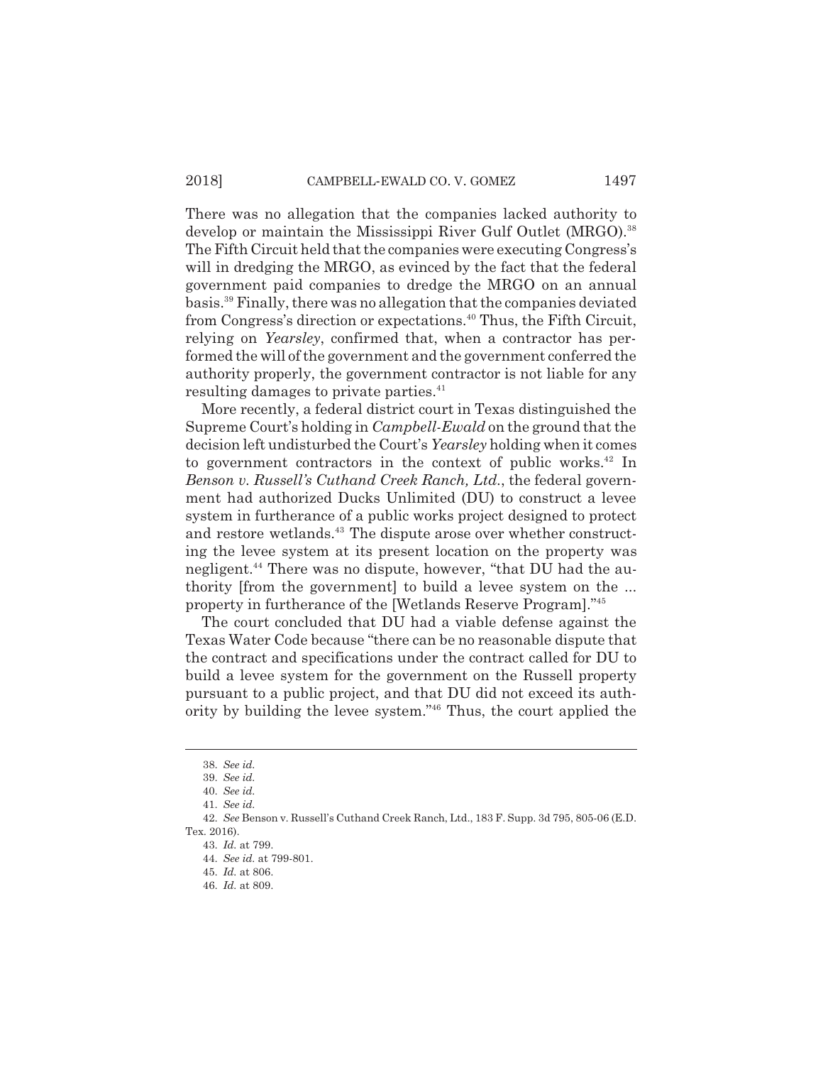There was no allegation that the companies lacked authority to develop or maintain the Mississippi River Gulf Outlet (MRGO).[38] The Fifth Circuit held that the companies were executing Congress's will in dredging the MRGO, as evinced by the fact that the federal government paid companies to dredge the MRGO on an annual basis.[39] Finally, there was no allegation that the companies deviated from Congress's direction or expectations.[40] Thus, the Fifth Circuit, relying on *Yearsley*, confirmed that, when a contractor has performed the will of the government and the government conferred the authority properly, the government contractor is not liable for any resulting damages to private parties.[41]

More recently, a federal district court in Texas distinguished the Supreme Court's holding in *Campbell-Ewald* on the ground that the decision left undisturbed the Court's *Yearsley* holding when it comes to government contractors in the context of public works.[42] In *Benson v. Russell's Cuthand Creek Ranch, Ltd.*, the federal government had authorized Ducks Unlimited (DU) to construct a levee system in furtherance of a public works project designed to protect and restore wetlands.[43] The dispute arose over whether constructing the levee system at its present location on the property was negligent.[44] There was no dispute, however, "that DU had the authority [from the government] to build a levee system on the ... property in furtherance of the [Wetlands Reserve Program]."[45]

The court concluded that DU had a viable defense against the Texas Water Code because "there can be no reasonable dispute that the contract and specifications under the contract called for DU to build a levee system for the government on the Russell property pursuant to a public project, and that DU did not exceed its authority by building the levee system."[46] Thus, the court applied the

---

38. *See id.*

39. *See id.*

40. *See id.*

41. *See id.*

42. *See* Benson v. Russell's Cuthand Creek Ranch, Ltd., 183 F. Supp. 3d 795, 805-06 (E.D. Tex. 2016).

43. *Id.* at 799.

44. *See id.* at 799-801.

45. *Id.* at 806.

46. *Id.* at 809.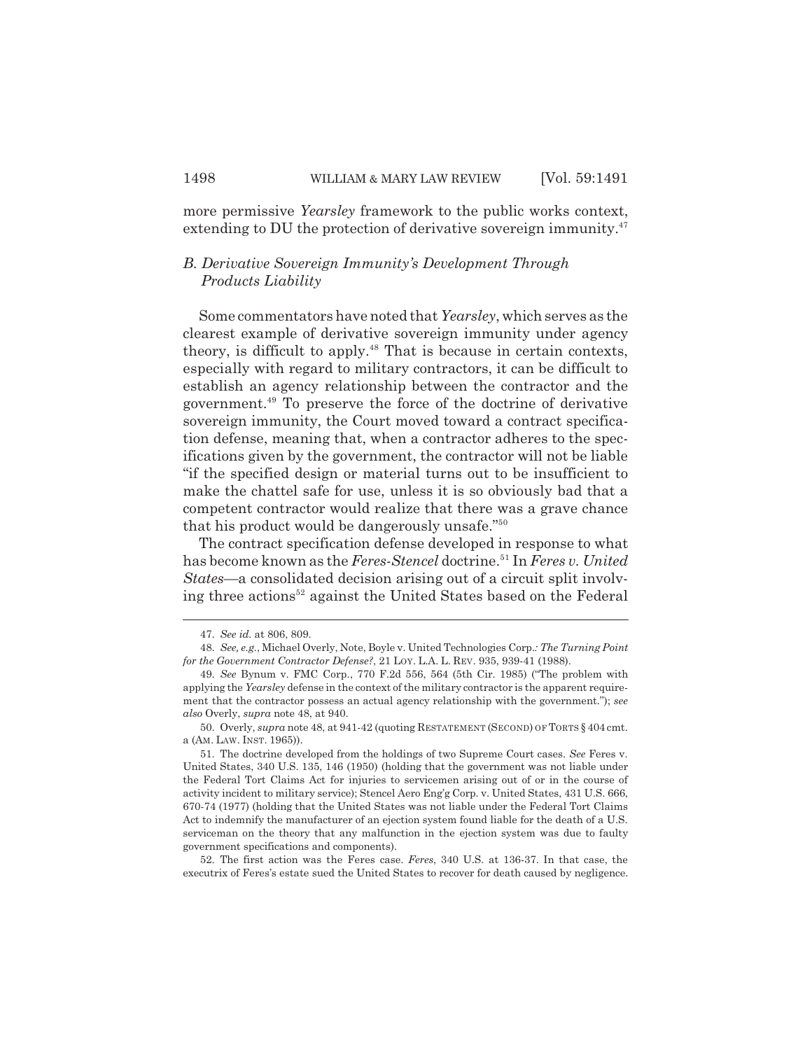more permissive *Yearsley* framework to the public works context, extending to DU the protection of derivative sovereign immunity.[47]

### *B. Derivative Sovereign Immunity's Development Through Products Liability*

Some commentators have noted that *Yearsley*, which serves as the clearest example of derivative sovereign immunity under agency theory, is difficult to apply.[48] That is because in certain contexts, especially with regard to military contractors, it can be difficult to establish an agency relationship between the contractor and the government.[49] To preserve the force of the doctrine of derivative sovereign immunity, the Court moved toward a contract specification defense, meaning that, when a contractor adheres to the specifications given by the government, the contractor will not be liable "if the specified design or material turns out to be insufficient to make the chattel safe for use, unless it is so obviously bad that a competent contractor would realize that there was a grave chance that his product would be dangerously unsafe."[50]

The contract specification defense developed in response to what has become known as the *Feres-Stencel* doctrine.[51] In *Feres v. United States*—a consolidated decision arising out of a circuit split involving three actions[52] against the United States based on the Federal

---

47. *See id.* at 806, 809.

48. *See, e.g.*, Michael Overly, Note, Boyle v. United Technologies Corp.*: The Turning Point for the Government Contractor Defense?*, 21 LOY. L.A. L. REV. 935, 939-41 (1988).

49. *See* Bynum v. FMC Corp., 770 F.2d 556, 564 (5th Cir. 1985) ("The problem with applying the *Yearsley* defense in the context of the military contractor is the apparent requirement that the contractor possess an actual agency relationship with the government."); *see also* Overly, *supra* note 48, at 940.

50. Overly, *supra* note 48, at 941-42 (quoting RESTATEMENT (SECOND) OF TORTS § 404 cmt. a (AM. LAW. INST. 1965)).

51. The doctrine developed from the holdings of two Supreme Court cases. *See* Feres v. United States, 340 U.S. 135, 146 (1950) (holding that the government was not liable under the Federal Tort Claims Act for injuries to servicemen arising out of or in the course of activity incident to military service); Stencel Aero Eng'g Corp. v. United States, 431 U.S. 666, 670-74 (1977) (holding that the United States was not liable under the Federal Tort Claims Act to indemnify the manufacturer of an ejection system found liable for the death of a U.S. serviceman on the theory that any malfunction in the ejection system was due to faulty government specifications and components).

52. The first action was the Feres case. *Feres*, 340 U.S. at 136-37. In that case, the executrix of Feres's estate sued the United States to recover for death caused by negligence.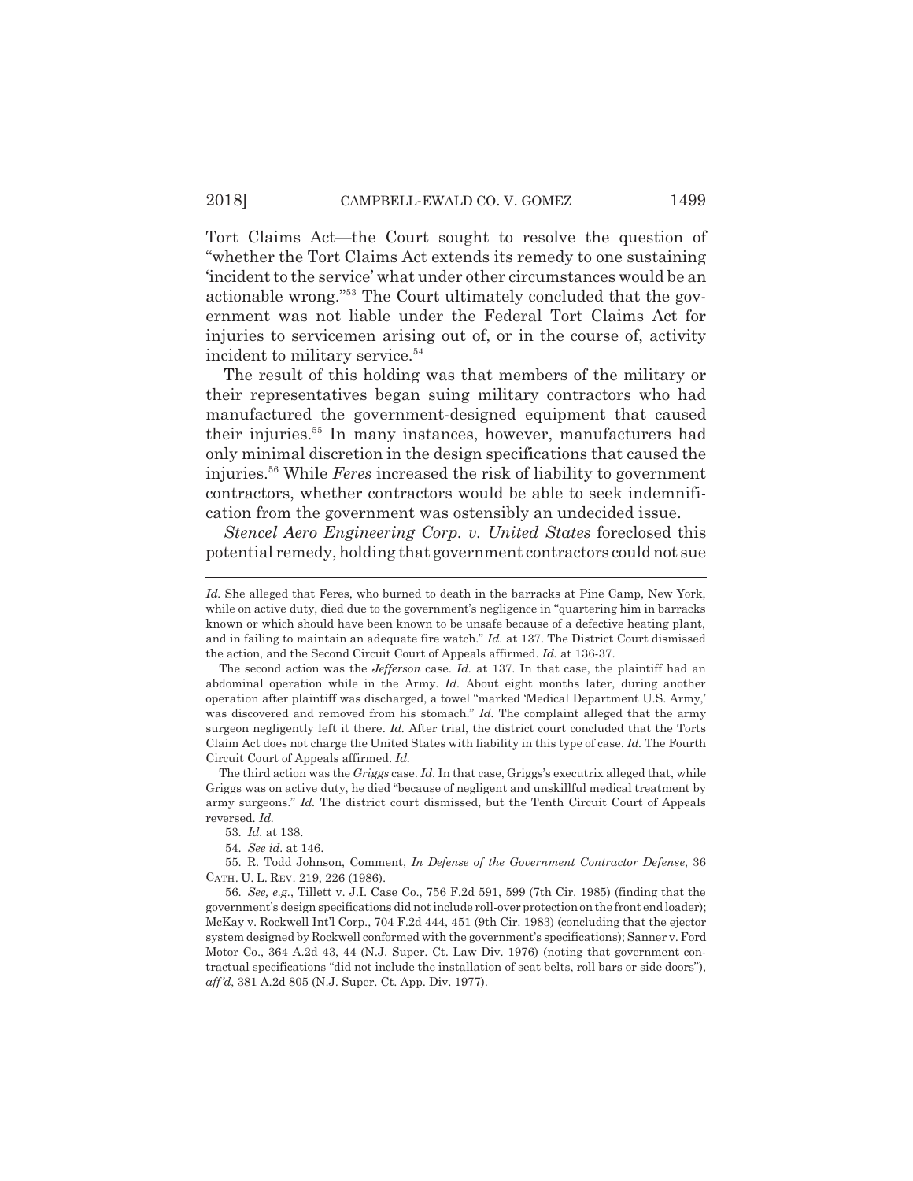Tort Claims Act—the Court sought to resolve the question of "whether the Tort Claims Act extends its remedy to one sustaining 'incident to the service' what under other circumstances would be an actionable wrong."[53] The Court ultimately concluded that the government was not liable under the Federal Tort Claims Act for injuries to servicemen arising out of, or in the course of, activity incident to military service.[54]

The result of this holding was that members of the military or their representatives began suing military contractors who had manufactured the government-designed equipment that caused their injuries.[55] In many instances, however, manufacturers had only minimal discretion in the design specifications that caused the injuries.[56] While *Feres* increased the risk of liability to government contractors, whether contractors would be able to seek indemnification from the government was ostensibly an undecided issue.

*Stencel Aero Engineering Corp. v. United States* foreclosed this potential remedy, holding that government contractors could not sue

---

*Id.* She alleged that Feres, who burned to death in the barracks at Pine Camp, New York, while on active duty, died due to the government's negligence in "quartering him in barracks known or which should have been known to be unsafe because of a defective heating plant, and in failing to maintain an adequate fire watch." *Id.* at 137. The District Court dismissed the action, and the Second Circuit Court of Appeals affirmed. *Id.* at 136-37.

The second action was the *Jefferson* case. *Id.* at 137. In that case, the plaintiff had an abdominal operation while in the Army. *Id.* About eight months later, during another operation after plaintiff was discharged, a towel "marked 'Medical Department U.S. Army,' was discovered and removed from his stomach." *Id.* The complaint alleged that the army surgeon negligently left it there. *Id.* After trial, the district court concluded that the Torts Claim Act does not charge the United States with liability in this type of case. *Id.* The Fourth Circuit Court of Appeals affirmed. *Id.*

The third action was the *Griggs* case. *Id.* In that case, Griggs's executrix alleged that, while Griggs was on active duty, he died "because of negligent and unskillful medical treatment by army surgeons." *Id.* The district court dismissed, but the Tenth Circuit Court of Appeals reversed. *Id.*

53. *Id.* at 138.

54. *See id.* at 146.

55. R. Todd Johnson, Comment, *In Defense of the Government Contractor Defense*, 36 CATH. U. L. REV. 219, 226 (1986).

56. *See, e.g.*, Tillett v. J.I. Case Co., 756 F.2d 591, 599 (7th Cir. 1985) (finding that the government's design specifications did not include roll-over protection on the front end loader); McKay v. Rockwell Int'l Corp., 704 F.2d 444, 451 (9th Cir. 1983) (concluding that the ejector system designed by Rockwell conformed with the government's specifications); Sanner v. Ford Motor Co., 364 A.2d 43, 44 (N.J. Super. Ct. Law Div. 1976) (noting that government contractual specifications "did not include the installation of seat belts, roll bars or side doors"), *aff'd*, 381 A.2d 805 (N.J. Super. Ct. App. Div. 1977).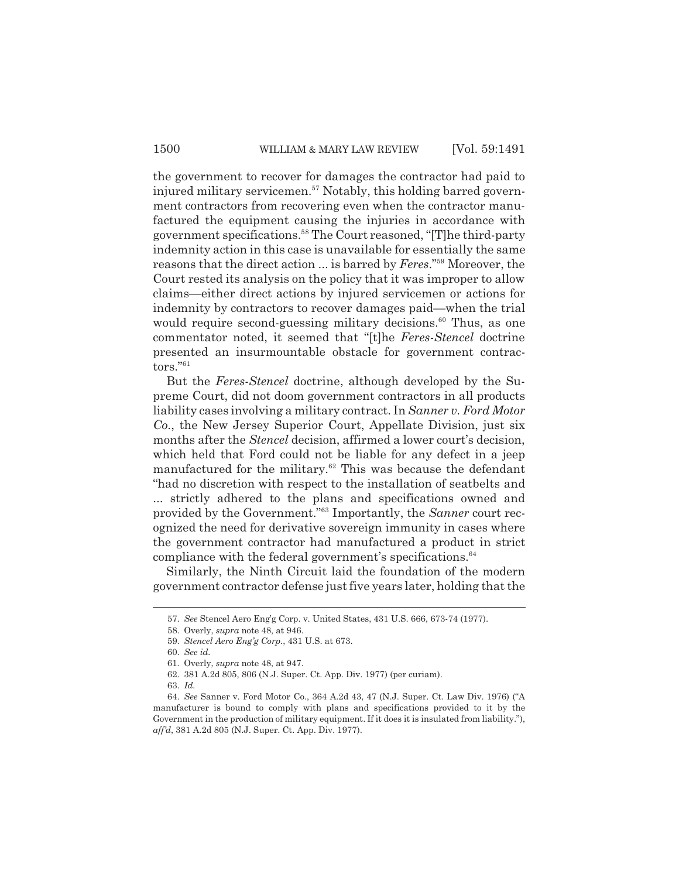the government to recover for damages the contractor had paid to injured military servicemen.[57] Notably, this holding barred government contractors from recovering even when the contractor manufactured the equipment causing the injuries in accordance with government specifications.[58] The Court reasoned, "[T]he third-party indemnity action in this case is unavailable for essentially the same reasons that the direct action ... is barred by *Feres*."[59] Moreover, the Court rested its analysis on the policy that it was improper to allow claims—either direct actions by injured servicemen or actions for indemnity by contractors to recover damages paid—when the trial would require second-guessing military decisions.[60] Thus, as one commentator noted, it seemed that "[t]he *Feres-Stencel* doctrine presented an insurmountable obstacle for government contractors."[61]

But the *Feres-Stencel* doctrine, although developed by the Supreme Court, did not doom government contractors in all products liability cases involving a military contract. In *Sanner v. Ford Motor Co.*, the New Jersey Superior Court, Appellate Division, just six months after the *Stencel* decision, affirmed a lower court's decision, which held that Ford could not be liable for any defect in a jeep manufactured for the military.[62] This was because the defendant "had no discretion with respect to the installation of seatbelts and ... strictly adhered to the plans and specifications owned and provided by the Government."[63] Importantly, the *Sanner* court recognized the need for derivative sovereign immunity in cases where the government contractor had manufactured a product in strict compliance with the federal government's specifications.[64]

Similarly, the Ninth Circuit laid the foundation of the modern government contractor defense just five years later, holding that the

---

57. *See* Stencel Aero Eng'g Corp. v. United States, 431 U.S. 666, 673-74 (1977).

58. Overly, *supra* note 48, at 946.

59. *Stencel Aero Eng'g Corp.*, 431 U.S. at 673.

60. *See id.*

61. Overly, *supra* note 48, at 947.

62. 381 A.2d 805, 806 (N.J. Super. Ct. App. Div. 1977) (per curiam).

63. *Id.*

64. *See* Sanner v. Ford Motor Co., 364 A.2d 43, 47 (N.J. Super. Ct. Law Div. 1976) ("A manufacturer is bound to comply with plans and specifications provided to it by the Government in the production of military equipment. If it does it is insulated from liability."), *aff'd*, 381 A.2d 805 (N.J. Super. Ct. App. Div. 1977).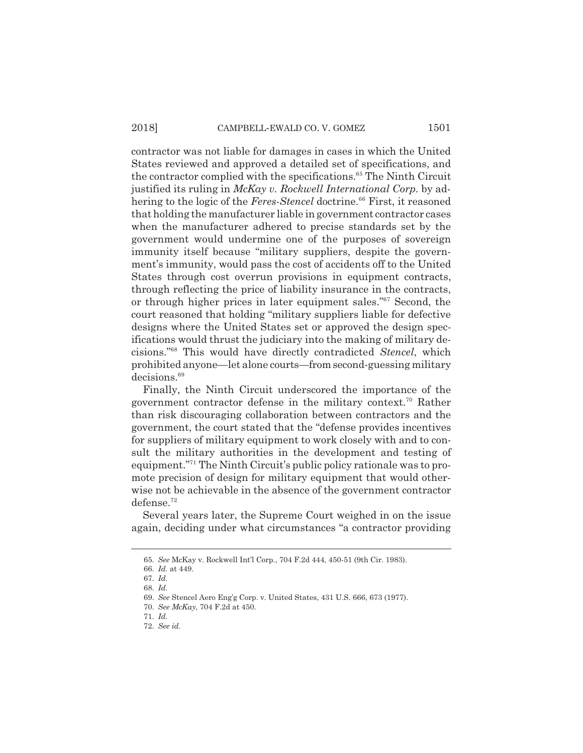contractor was not liable for damages in cases in which the United States reviewed and approved a detailed set of specifications, and the contractor complied with the specifications.[65] The Ninth Circuit justified its ruling in *McKay v. Rockwell International Corp.* by adhering to the logic of the ***Feres-Stencel*** doctrine.[66] First, it reasoned that holding the manufacturer liable in government contractor cases when the manufacturer adhered to precise standards set by the government would undermine one of the purposes of sovereign immunity itself because "military suppliers, despite the government's immunity, would pass the cost of accidents off to the United States through cost overrun provisions in equipment contracts, through reflecting the price of liability insurance in the contracts, or through higher prices in later equipment sales."[67] Second, the court reasoned that holding "military suppliers liable for defective designs where the United States set or approved the design specifications would thrust the judiciary into the making of military decisions."[68] This would have directly contradicted *Stencel*, which prohibited anyone—let alone courts—from second-guessing military decisions.[69]

Finally, the Ninth Circuit underscored the importance of the government contractor defense in the military context.[70] Rather than risk discouraging collaboration between contractors and the government, the court stated that the "defense provides incentives for suppliers of military equipment to work closely with and to consult the military authorities in the development and testing of equipment."[71] The Ninth Circuit's public policy rationale was to promote precision of design for military equipment that would otherwise not be achievable in the absence of the government contractor defense.[72]

Several years later, the Supreme Court weighed in on the issue again, deciding under what circumstances "a contractor providing

---

65. *See* McKay v. Rockwell Int'l Corp., 704 F.2d 444, 450-51 (9th Cir. 1983).

66. *Id.* at 449.

67. *Id.*

68. *Id.*

69. *See* Stencel Aero Eng'g Corp. v. United States, 431 U.S. 666, 673 (1977).

70. *See McKay*, 704 F.2d at 450.

71. *Id.*

72. *See id.*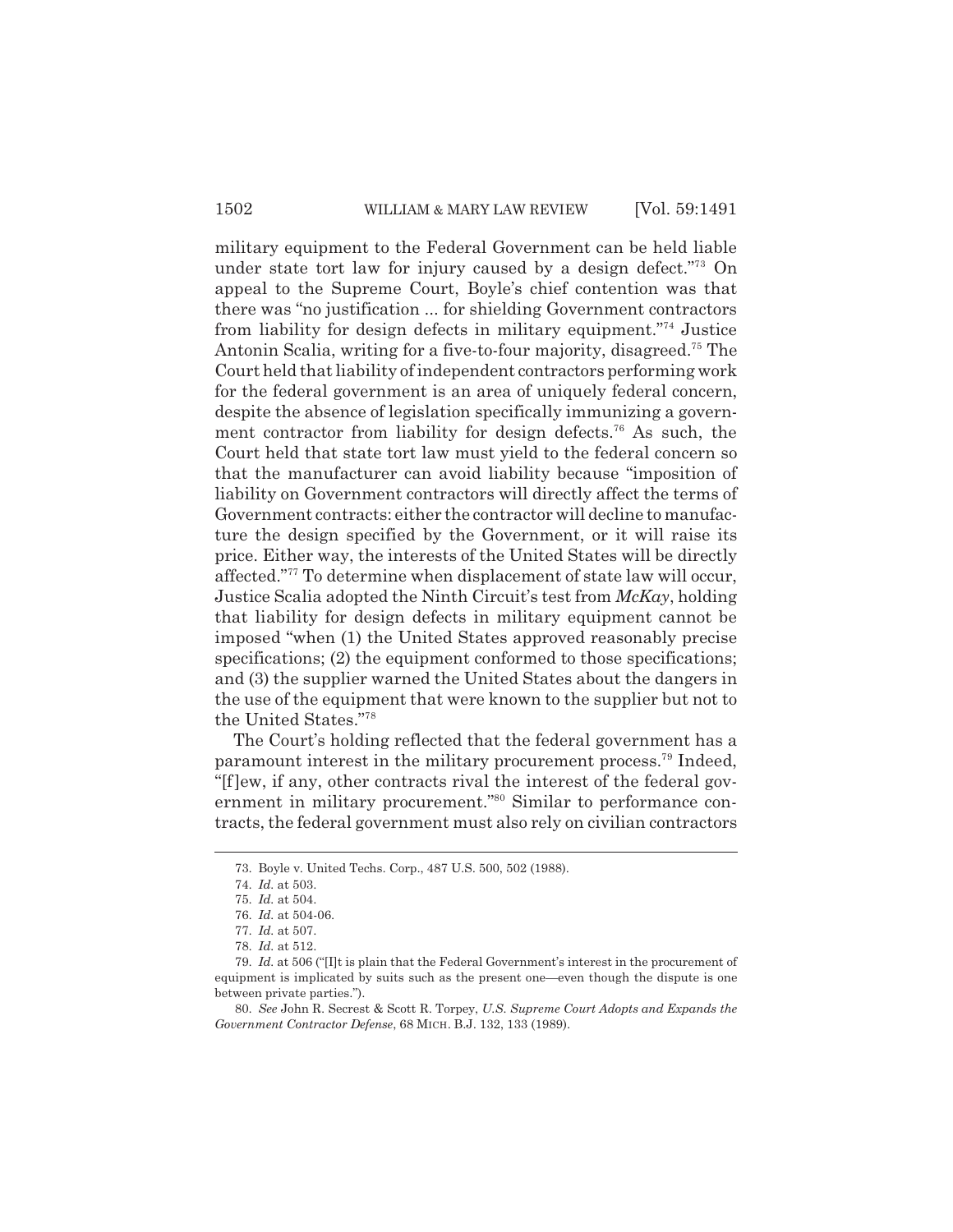military equipment to the Federal Government can be held liable under state tort law for injury caused by a design defect."[73] On appeal to the Supreme Court, Boyle's chief contention was that there was "no justification ... for shielding Government contractors from liability for design defects in military equipment."[74] Justice Antonin Scalia, writing for a five-to-four majority, disagreed.[75] The Court held that liability of independent contractors performing work for the federal government is an area of uniquely federal concern, despite the absence of legislation specifically immunizing a government contractor from liability for design defects.[76] As such, the Court held that state tort law must yield to the federal concern so that the manufacturer can avoid liability because "imposition of liability on Government contractors will directly affect the terms of Government contracts: either the contractor will decline to manufacture the design specified by the Government, or it will raise its price. Either way, the interests of the United States will be directly affected."[77] To determine when displacement of state law will occur, Justice Scalia adopted the Ninth Circuit's test from *McKay*, holding that liability for design defects in military equipment cannot be imposed "when (1) the United States approved reasonably precise specifications; (2) the equipment conformed to those specifications; and (3) the supplier warned the United States about the dangers in the use of the equipment that were known to the supplier but not to the United States."[78]

The Court's holding reflected that the federal government has a paramount interest in the military procurement process.[79] Indeed, "[f]ew, if any, other contracts rival the interest of the federal government in military procurement."[80] Similar to performance contracts, the federal government must also rely on civilian contractors

---

73. Boyle v. United Techs. Corp., 487 U.S. 500, 502 (1988).

74. *Id.* at 503.

75. *Id.* at 504.

76. *Id.* at 504-06.

77. *Id.* at 507.

78. *Id.* at 512.

79. *Id.* at 506 ("[I]t is plain that the Federal Government's interest in the procurement of equipment is implicated by suits such as the present one—even though the dispute is one between private parties.").

80. *See* John R. Secrest & Scott R. Torpey, *U.S. Supreme Court Adopts and Expands the Government Contractor Defense*, 68 MICH. B.J. 132, 133 (1989).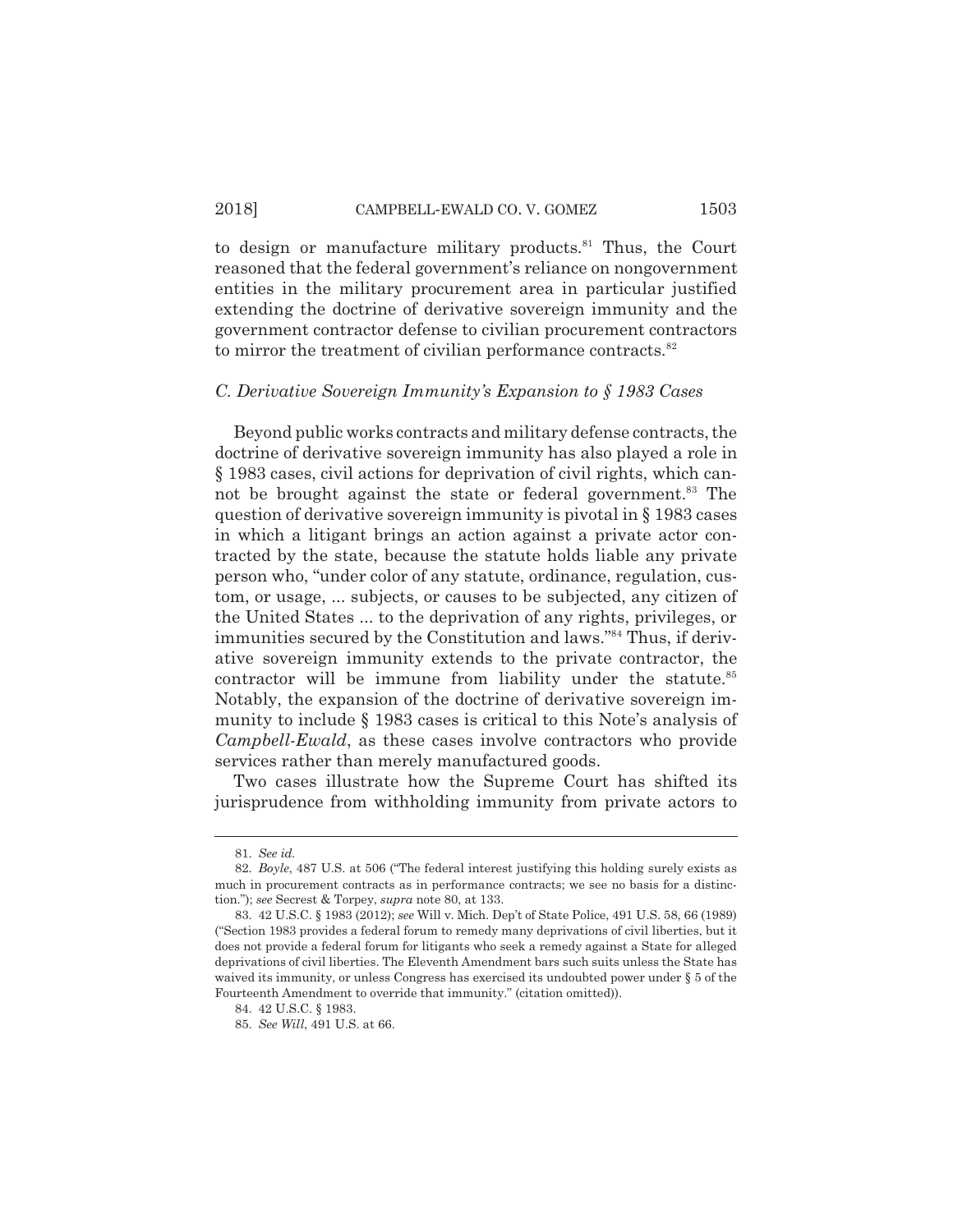to design or manufacture military products.[81] Thus, the Court reasoned that the federal government's reliance on nongovernment entities in the military procurement area in particular justified extending the doctrine of derivative sovereign immunity and the government contractor defense to civilian procurement contractors to mirror the treatment of civilian performance contracts.[82]

### *C. Derivative Sovereign Immunity's Expansion to § 1983 Cases*

Beyond public works contracts and military defense contracts, the doctrine of derivative sovereign immunity has also played a role in § 1983 cases, civil actions for deprivation of civil rights, which cannot be brought against the state or federal government.[83] The question of derivative sovereign immunity is pivotal in § 1983 cases in which a litigant brings an action against a private actor contracted by the state, because the statute holds liable any private person who, "under color of any statute, ordinance, regulation, custom, or usage, ... subjects, or causes to be subjected, any citizen of the United States ... to the deprivation of any rights, privileges, or immunities secured by the Constitution and laws."[84] Thus, if derivative sovereign immunity extends to the private contractor, the contractor will be immune from liability under the statute.[85] Notably, the expansion of the doctrine of derivative sovereign immunity to include § 1983 cases is critical to this Note's analysis of *Campbell-Ewald*, as these cases involve contractors who provide services rather than merely manufactured goods.

Two cases illustrate how the Supreme Court has shifted its jurisprudence from withholding immunity from private actors to

---

81. *See id.*

82. *Boyle*, 487 U.S. at 506 ("The federal interest justifying this holding surely exists as much in procurement contracts as in performance contracts; we see no basis for a distinction."); *see* Secrest & Torpey, *supra* note 80, at 133.

83. 42 U.S.C. § 1983 (2012); *see* Will v. Mich. Dep't of State Police, 491 U.S. 58, 66 (1989) ("Section 1983 provides a federal forum to remedy many deprivations of civil liberties, but it does not provide a federal forum for litigants who seek a remedy against a State for alleged deprivations of civil liberties. The Eleventh Amendment bars such suits unless the State has waived its immunity, or unless Congress has exercised its undoubted power under § 5 of the Fourteenth Amendment to override that immunity." (citation omitted)).

84. 42 U.S.C. § 1983.

85. *See Will*, 491 U.S. at 66.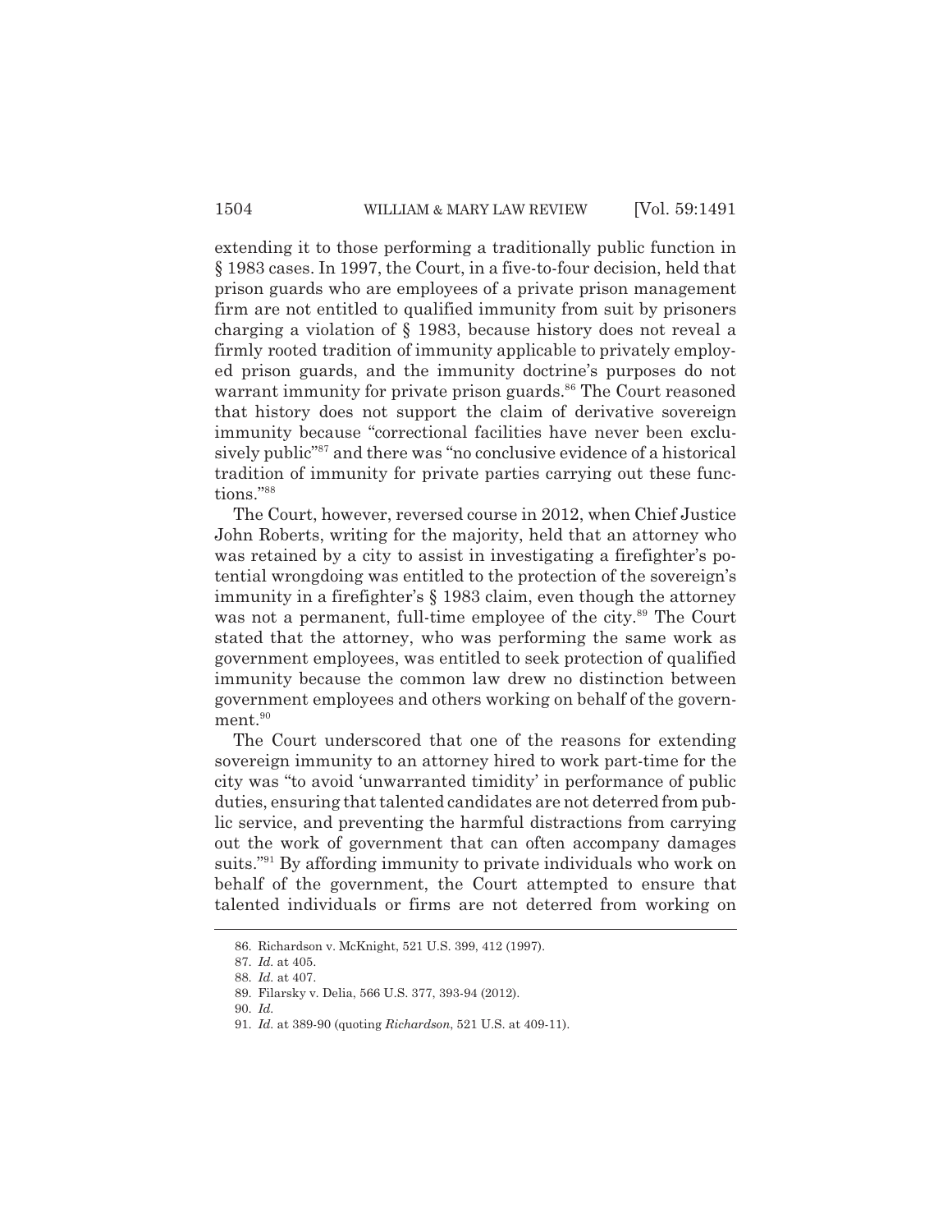extending it to those performing a traditionally public function in § 1983 cases. In 1997, the Court, in a five-to-four decision, held that prison guards who are employees of a private prison management firm are not entitled to qualified immunity from suit by prisoners charging a violation of § 1983, because history does not reveal a firmly rooted tradition of immunity applicable to privately employed prison guards, and the immunity doctrine's purposes do not warrant immunity for private prison guards.[86] The Court reasoned that history does not support the claim of derivative sovereign immunity because "correctional facilities have never been exclusively public"[87] and there was "no conclusive evidence of a historical tradition of immunity for private parties carrying out these functions."[88]

The Court, however, reversed course in 2012, when Chief Justice John Roberts, writing for the majority, held that an attorney who was retained by a city to assist in investigating a firefighter's potential wrongdoing was entitled to the protection of the sovereign's immunity in a firefighter's § 1983 claim, even though the attorney was not a permanent, full-time employee of the city.[89] The Court stated that the attorney, who was performing the same work as government employees, was entitled to seek protection of qualified immunity because the common law drew no distinction between government employees and others working on behalf of the government.[90]

The Court underscored that one of the reasons for extending sovereign immunity to an attorney hired to work part-time for the city was "to avoid 'unwarranted timidity' in performance of public duties, ensuring that talented candidates are not deterred from public service, and preventing the harmful distractions from carrying out the work of government that can often accompany damages suits."[91] By affording immunity to private individuals who work on behalf of the government, the Court attempted to ensure that talented individuals or firms are not deterred from working on

---

86. Richardson v. McKnight, 521 U.S. 399, 412 (1997).

87. *Id.* at 405.

88. *Id.* at 407.

89. Filarsky v. Delia, 566 U.S. 377, 393-94 (2012).

90. *Id.*

91. *Id.* at 389-90 (quoting *Richardson*, 521 U.S. at 409-11).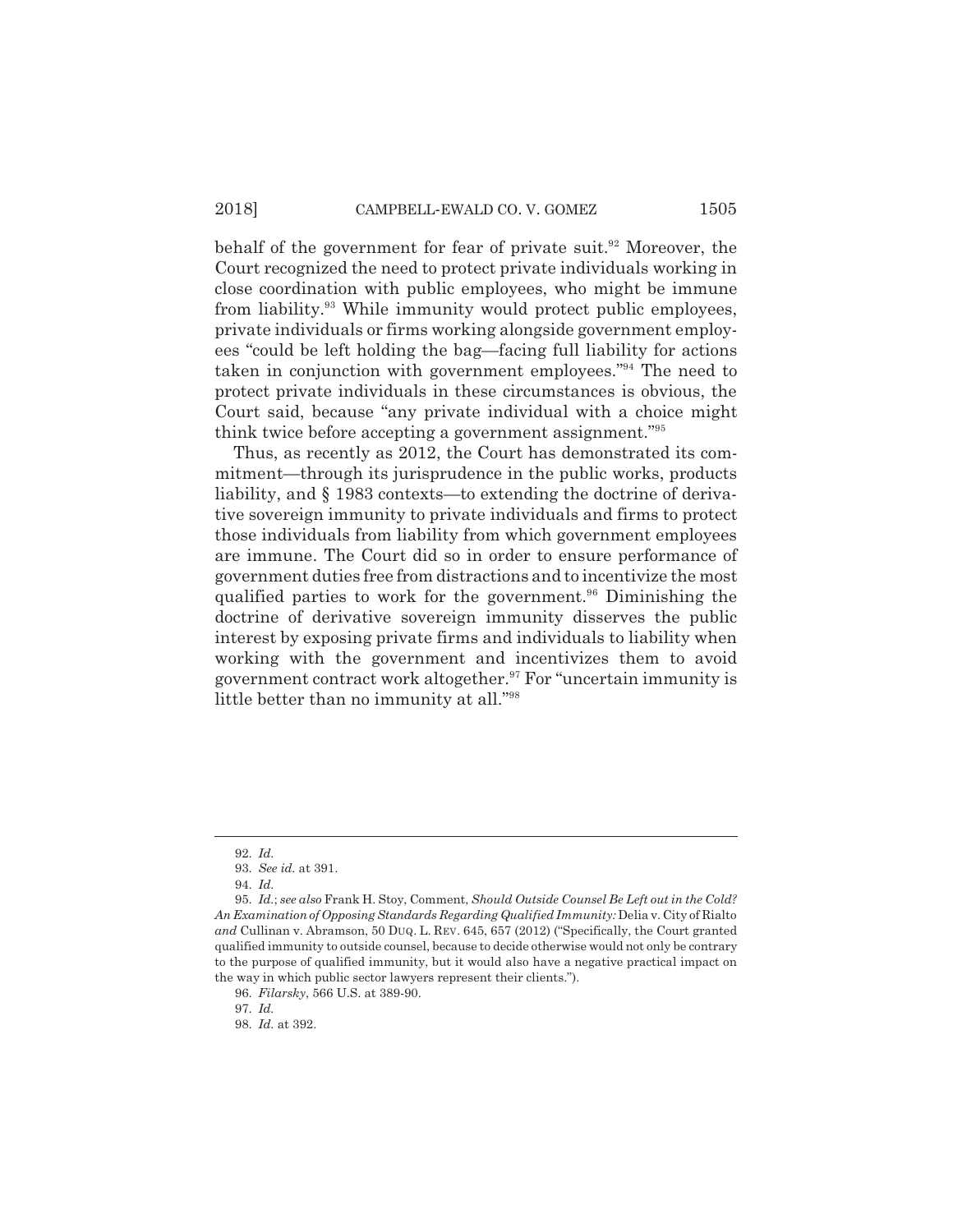behalf of the government for fear of private suit.[92] Moreover, the Court recognized the need to protect private individuals working in close coordination with public employees, who might be immune from liability.[93] While immunity would protect public employees, private individuals or firms working alongside government employees "could be left holding the bag—facing full liability for actions taken in conjunction with government employees."[94] The need to protect private individuals in these circumstances is obvious, the Court said, because "any private individual with a choice might think twice before accepting a government assignment."[95]

Thus, as recently as 2012, the Court has demonstrated its commitment—through its jurisprudence in the public works, products liability, and § 1983 contexts—to extending the doctrine of derivative sovereign immunity to private individuals and firms to protect those individuals from liability from which government employees are immune. The Court did so in order to ensure performance of government duties free from distractions and to incentivize the most qualified parties to work for the government.[96] Diminishing the doctrine of derivative sovereign immunity disserves the public interest by exposing private firms and individuals to liability when working with the government and incentivizes them to avoid government contract work altogether.[97] For "uncertain immunity is little better than no immunity at all."[98]

---

92. *Id.*

93. *See id.* at 391.

94. *Id.*

95. *Id.*; *see also* Frank H. Stoy, Comment, *Should Outside Counsel Be Left out in the Cold? An Examination of Opposing Standards Regarding Qualified Immunity:* Delia v. City of Rialto *and* Cullinan v. Abramson, 50 DUQ. L. REV. 645, 657 (2012) ("Specifically, the Court granted qualified immunity to outside counsel, because to decide otherwise would not only be contrary to the purpose of qualified immunity, but it would also have a negative practical impact on the way in which public sector lawyers represent their clients.").

96. *Filarsky*, 566 U.S. at 389-90.

97. *Id.*

98. *Id.* at 392.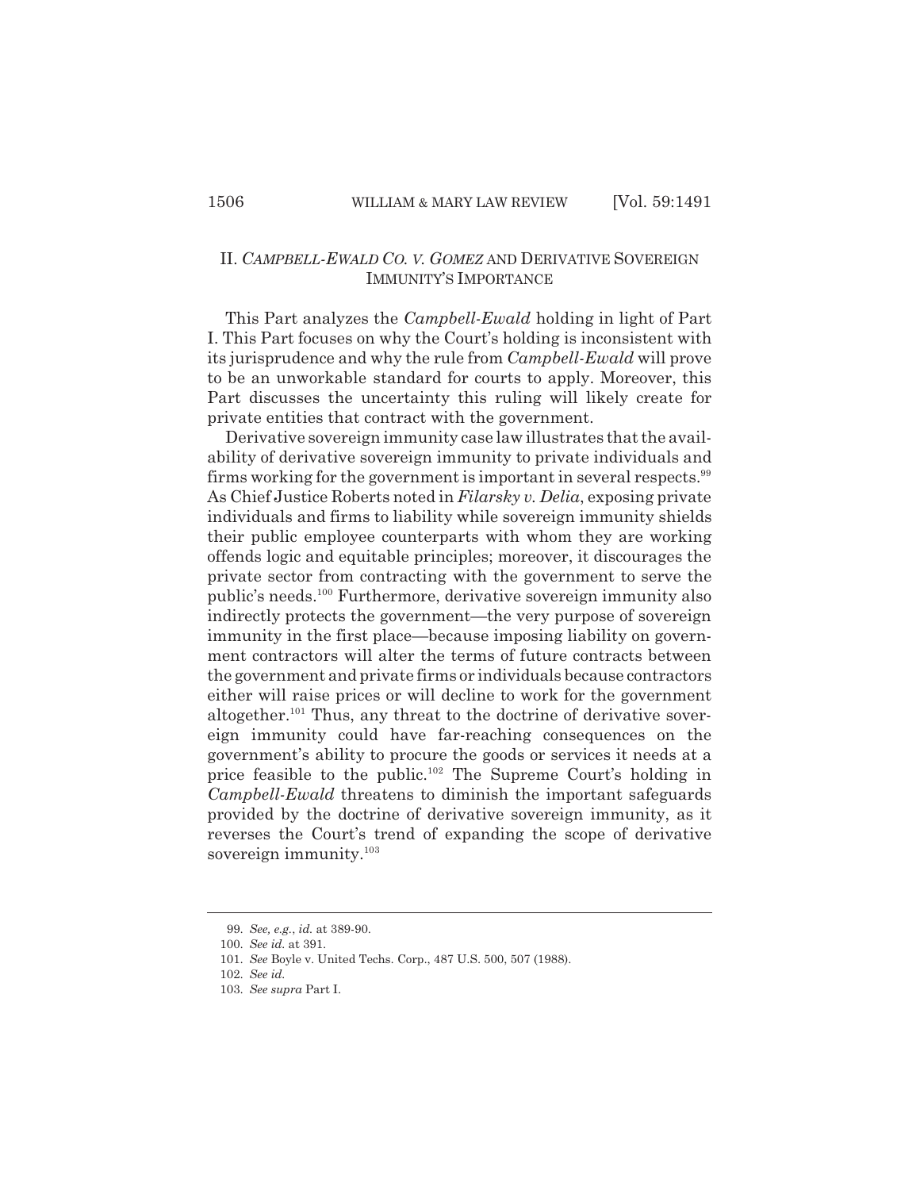## II. *CAMPBELL-EWALD CO. V. GOMEZ* AND DERIVATIVE SOVEREIGN IMMUNITY'S IMPORTANCE

This Part analyzes the *Campbell-Ewald* holding in light of Part I. This Part focuses on why the Court's holding is inconsistent with its jurisprudence and why the rule from *Campbell-Ewald* will prove to be an unworkable standard for courts to apply. Moreover, this Part discusses the uncertainty this ruling will likely create for private entities that contract with the government.

Derivative sovereign immunity case law illustrates that the availability of derivative sovereign immunity to private individuals and firms working for the government is important in several respects.[99] As Chief Justice Roberts noted in *Filarsky v. Delia*, exposing private individuals and firms to liability while sovereign immunity shields their public employee counterparts with whom they are working offends logic and equitable principles; moreover, it discourages the private sector from contracting with the government to serve the public's needs.[100] Furthermore, derivative sovereign immunity also indirectly protects the government—the very purpose of sovereign immunity in the first place—because imposing liability on government contractors will alter the terms of future contracts between the government and private firms or individuals because contractors either will raise prices or will decline to work for the government altogether.[101] Thus, any threat to the doctrine of derivative sovereign immunity could have far-reaching consequences on the government's ability to procure the goods or services it needs at a price feasible to the public.[102] The Supreme Court's holding in *Campbell-Ewald* threatens to diminish the important safeguards provided by the doctrine of derivative sovereign immunity, as it reverses the Court's trend of expanding the scope of derivative sovereign immunity.[103]

---

99. *See, e.g.*, *id.* at 389-90.

100. *See id.* at 391.

101. *See* Boyle v. United Techs. Corp., 487 U.S. 500, 507 (1988).

102. *See id.*

103. *See supra* Part I.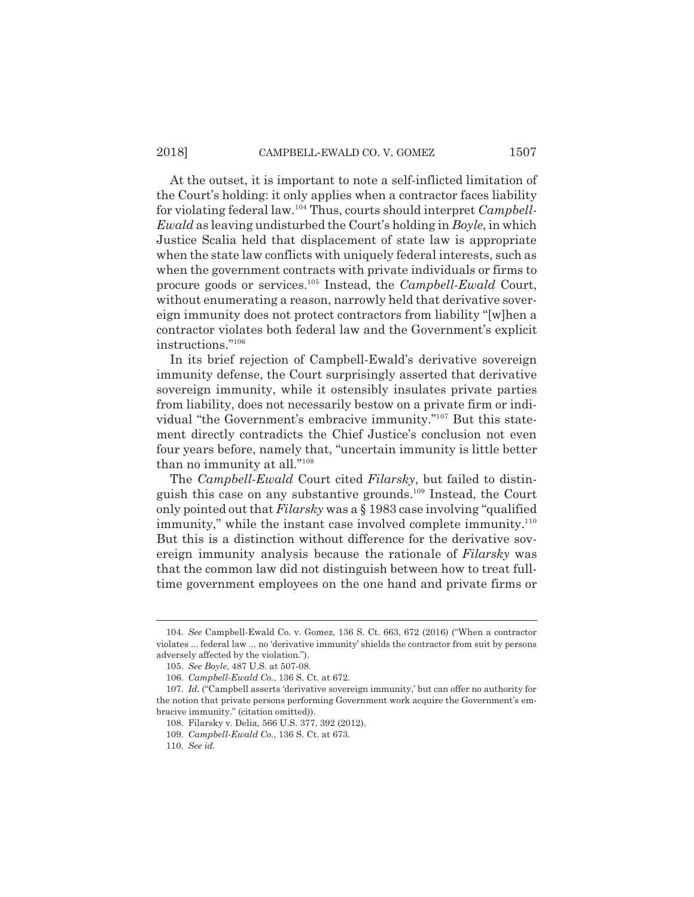At the outset, it is important to note a self-inflicted limitation of the Court's holding: it only applies when a contractor faces liability for violating federal law.[104] Thus, courts should interpret *Campbell-Ewald* as leaving undisturbed the Court's holding in *Boyle*, in which Justice Scalia held that displacement of state law is appropriate when the state law conflicts with uniquely federal interests, such as when the government contracts with private individuals or firms to procure goods or services.[105] Instead, the *Campbell-Ewald* Court, without enumerating a reason, narrowly held that derivative sovereign immunity does not protect contractors from liability "[w]hen a contractor violates both federal law and the Government's explicit instructions."[106]

In its brief rejection of Campbell-Ewald's derivative sovereign immunity defense, the Court surprisingly asserted that derivative sovereign immunity, while it ostensibly insulates private parties from liability, does not necessarily bestow on a private firm or individual "the Government's embracive immunity."[107] But this statement directly contradicts the Chief Justice's conclusion not even four years before, namely that, "uncertain immunity is little better than no immunity at all."[108]

The *Campbell-Ewald* Court cited *Filarsky*, but failed to distinguish this case on any substantive grounds.[109] Instead, the Court only pointed out that *Filarsky* was a § 1983 case involving "qualified immunity," while the instant case involved complete immunity.[110] But this is a distinction without difference for the derivative sovereign immunity analysis because the rationale of *Filarsky* was that the common law did not distinguish between how to treat full-time government employees on the one hand and private firms or

---

104. *See* Campbell-Ewald Co. v. Gomez, 136 S. Ct. 663, 672 (2016) ("When a contractor violates ... federal law ... no 'derivative immunity' shields the contractor from suit by persons adversely affected by the violation.").

105. *See Boyle*, 487 U.S. at 507-08.

106. *Campbell-Ewald Co.*, 136 S. Ct. at 672.

107. *Id.* ("Campbell asserts 'derivative sovereign immunity,' but can offer no authority for the notion that private persons performing Government work acquire the Government's embracive immunity." (citation omitted)).

108. Filarsky v. Delia, 566 U.S. 377, 392 (2012).

109. *Campbell-Ewald Co.*, 136 S. Ct. at 673.

110. *See id.*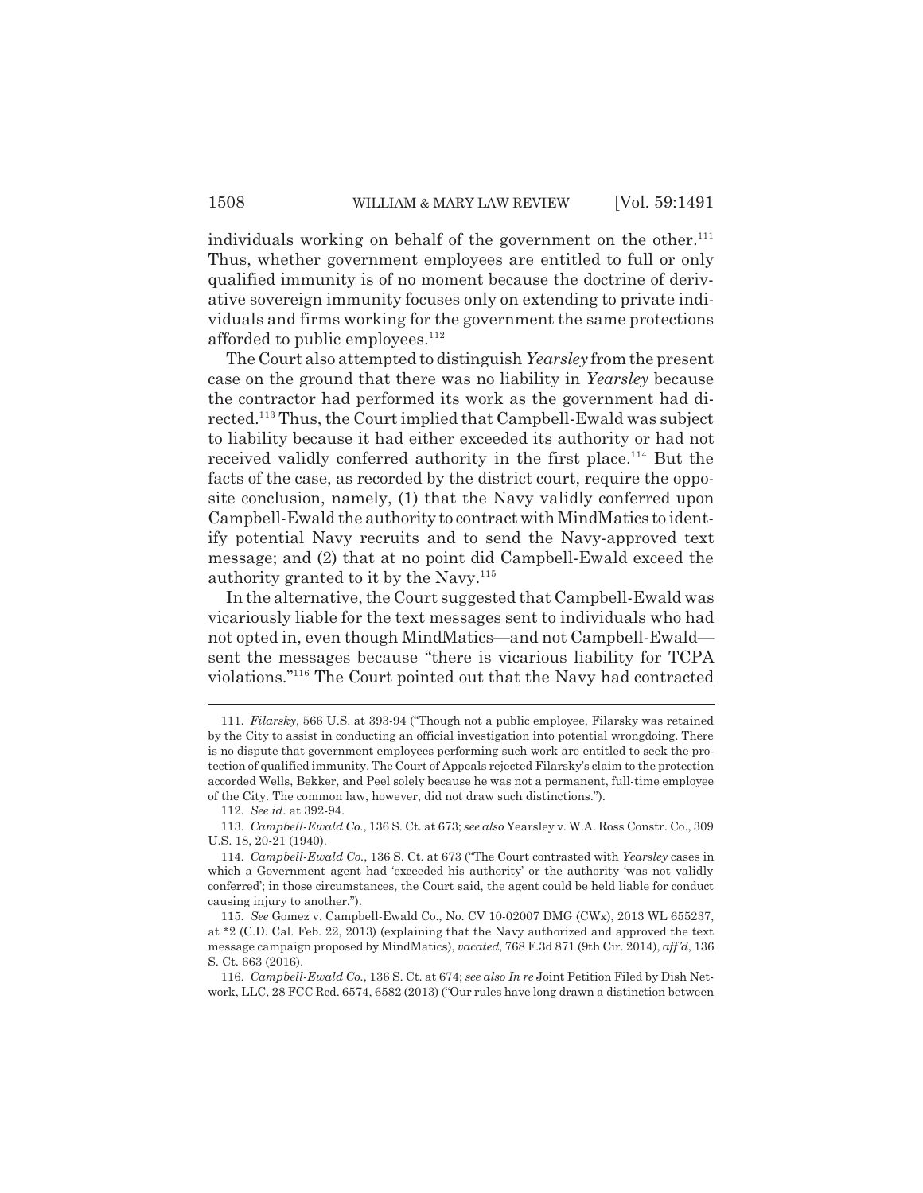individuals working on behalf of the government on the other.[111] Thus, whether government employees are entitled to full or only qualified immunity is of no moment because the doctrine of derivative sovereign immunity focuses only on extending to private individuals and firms working for the government the same protections afforded to public employees.[112]

The Court also attempted to distinguish *Yearsley* from the present case on the ground that there was no liability in *Yearsley* because the contractor had performed its work as the government had directed.[113] Thus, the Court implied that Campbell-Ewald was subject to liability because it had either exceeded its authority or had not received validly conferred authority in the first place.[114] But the facts of the case, as recorded by the district court, require the opposite conclusion, namely, (1) that the Navy validly conferred upon Campbell-Ewald the authority to contract with MindMatics to identify potential Navy recruits and to send the Navy-approved text message; and (2) that at no point did Campbell-Ewald exceed the authority granted to it by the Navy.[115]

In the alternative, the Court suggested that Campbell-Ewald was vicariously liable for the text messages sent to individuals who had not opted in, even though MindMatics—and not Campbell-Ewald—sent the messages because "there is vicarious liability for TCPA violations."[116] The Court pointed out that the Navy had contracted

---

111. *Filarsky*, 566 U.S. at 393-94 ("Though not a public employee, Filarsky was retained by the City to assist in conducting an official investigation into potential wrongdoing. There is no dispute that government employees performing such work are entitled to seek the protection of qualified immunity. The Court of Appeals rejected Filarsky's claim to the protection accorded Wells, Bekker, and Peel solely because he was not a permanent, full-time employee of the City. The common law, however, did not draw such distinctions.").

112. *See id.* at 392-94.

113. *Campbell-Ewald Co.*, 136 S. Ct. at 673; *see also* Yearsley v. W.A. Ross Constr. Co., 309 U.S. 18, 20-21 (1940).

114. *Campbell-Ewald Co.*, 136 S. Ct. at 673 ("The Court contrasted with *Yearsley* cases in which a Government agent had 'exceeded his authority' or the authority 'was not validly conferred'; in those circumstances, the Court said, the agent could be held liable for conduct causing injury to another.").

115. *See* Gomez v. Campbell-Ewald Co., No. CV 10-02007 DMG (CWx), 2013 WL 655237, at *2 (C.D. Cal. Feb. 22, 2013) (explaining that the Navy authorized and approved the text message campaign proposed by MindMatics), *vacated*, 768 F.3d 871 (9th Cir. 2014), *aff'd*, 136 S. Ct. 663 (2016).

116. *Campbell-Ewald Co.*, 136 S. Ct. at 674; *see also In re* Joint Petition Filed by Dish Network, LLC, 28 FCC Rcd. 6574, 6582 (2013) ("Our rules have long drawn a distinction between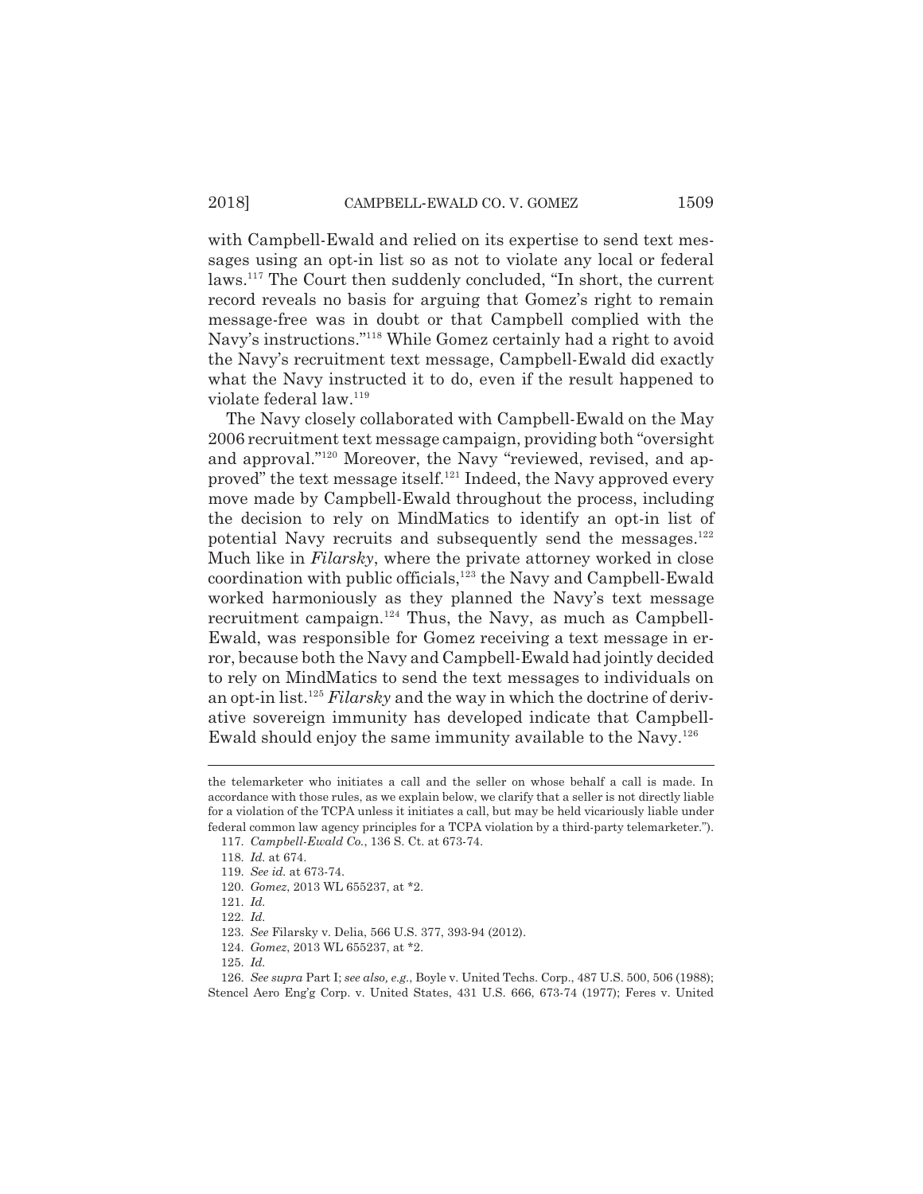with Campbell-Ewald and relied on its expertise to send text messages using an opt-in list so as not to violate any local or federal laws.[117] The Court then suddenly concluded, "In short, the current record reveals no basis for arguing that Gomez's right to remain message-free was in doubt or that Campbell complied with the Navy's instructions."[118] While Gomez certainly had a right to avoid the Navy's recruitment text message, Campbell-Ewald did exactly what the Navy instructed it to do, even if the result happened to violate federal law.[119]

The Navy closely collaborated with Campbell-Ewald on the May 2006 recruitment text message campaign, providing both "oversight and approval."[120] Moreover, the Navy "reviewed, revised, and approved" the text message itself.[121] Indeed, the Navy approved every move made by Campbell-Ewald throughout the process, including the decision to rely on MindMatics to identify an opt-in list of potential Navy recruits and subsequently send the messages.[122] Much like in *Filarsky*, where the private attorney worked in close coordination with public officials,[123] the Navy and Campbell-Ewald worked harmoniously as they planned the Navy's text message recruitment campaign.[124] Thus, the Navy, as much as Campbell-Ewald, was responsible for Gomez receiving a text message in error, because both the Navy and Campbell-Ewald had jointly decided to rely on MindMatics to send the text messages to individuals on an opt-in list.[125] *Filarsky* and the way in which the doctrine of derivative sovereign immunity has developed indicate that Campbell-Ewald should enjoy the same immunity available to the Navy.[126]

---

the telemarketer who initiates a call and the seller on whose behalf a call is made. In accordance with those rules, as we explain below, we clarify that a seller is not directly liable for a violation of the TCPA unless it initiates a call, but may be held vicariously liable under federal common law agency principles for a TCPA violation by a third-party telemarketer.").

117. *Campbell-Ewald Co.*, 136 S. Ct. at 673-74.

118. *Id.* at 674.

119. *See id.* at 673-74.

120. *Gomez*, 2013 WL 655237, at *2.

121. *Id.*

122. *Id.*

123. *See* Filarsky v. Delia, 566 U.S. 377, 393-94 (2012).

124. *Gomez*, 2013 WL 655237, at *2.

125. *Id.*

126. *See supra* Part I; *see also, e.g.*, Boyle v. United Techs. Corp., 487 U.S. 500, 506 (1988); Stencel Aero Eng'g Corp. v. United States, 431 U.S. 666, 673-74 (1977); Feres v. United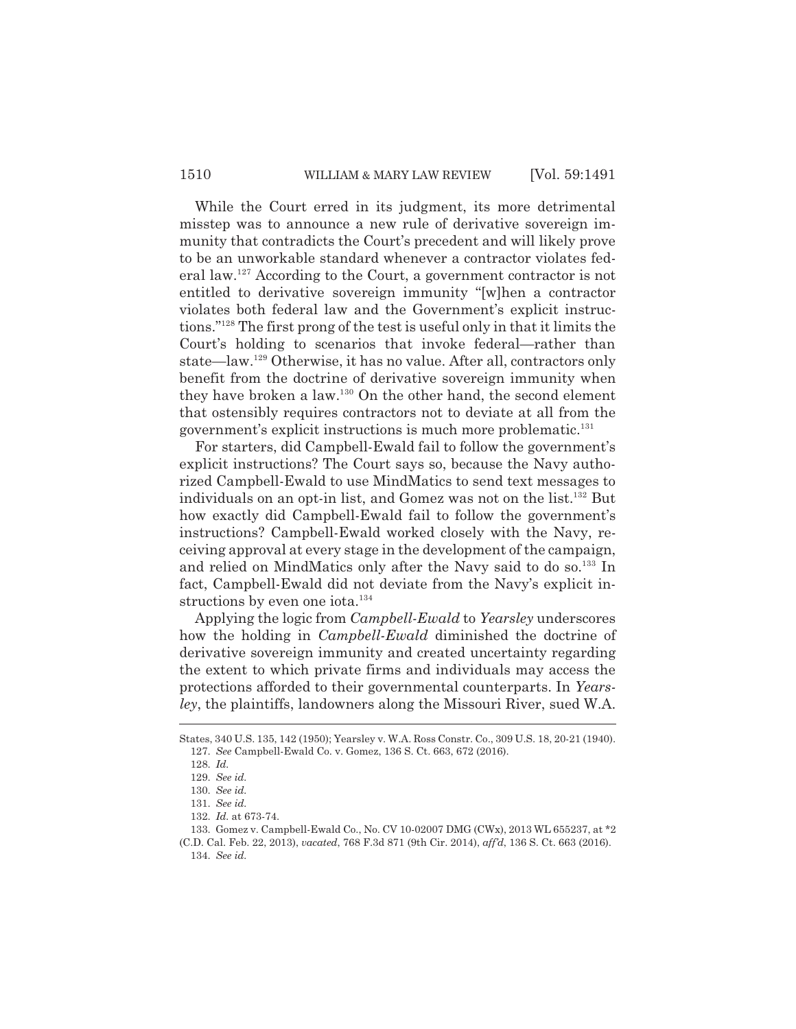While the Court erred in its judgment, its more detrimental misstep was to announce a new rule of derivative sovereign immunity that contradicts the Court's precedent and will likely prove to be an unworkable standard whenever a contractor violates federal law.[127] According to the Court, a government contractor is not entitled to derivative sovereign immunity "[w]hen a contractor violates both federal law and the Government's explicit instructions."[128] The first prong of the test is useful only in that it limits the Court's holding to scenarios that invoke federal—rather than state—law.[129] Otherwise, it has no value. After all, contractors only benefit from the doctrine of derivative sovereign immunity when they have broken a law.[130] On the other hand, the second element that ostensibly requires contractors not to deviate at all from the government's explicit instructions is much more problematic.[131]

For starters, did Campbell-Ewald fail to follow the government's explicit instructions? The Court says so, because the Navy authorized Campbell-Ewald to use MindMatics to send text messages to individuals on an opt-in list, and Gomez was not on the list.[132] But how exactly did Campbell-Ewald fail to follow the government's instructions? Campbell-Ewald worked closely with the Navy, receiving approval at every stage in the development of the campaign, and relied on MindMatics only after the Navy said to do so.[133] In fact, Campbell-Ewald did not deviate from the Navy's explicit instructions by even one iota.[134]

Applying the logic from *Campbell-Ewald* to *Yearsley* underscores how the holding in *Campbell-Ewald* diminished the doctrine of derivative sovereign immunity and created uncertainty regarding the extent to which private firms and individuals may access the protections afforded to their governmental counterparts. In *Yearsley*, the plaintiffs, landowners along the Missouri River, sued W.A.

---

States, 340 U.S. 135, 142 (1950); Yearsley v. W.A. Ross Constr. Co., 309 U.S. 18, 20-21 (1940).

127. *See* Campbell-Ewald Co. v. Gomez, 136 S. Ct. 663, 672 (2016).

128. *Id.*

129. *See id.*

130. *See id.*

131. *See id.*

132. *Id.* at 673-74.

133. Gomez v. Campbell-Ewald Co., No. CV 10-02007 DMG (CWx), 2013 WL 655237, at *2 (C.D. Cal. Feb. 22, 2013), *vacated*, 768 F.3d 871 (9th Cir. 2014), *aff'd*, 136 S. Ct. 663 (2016).

134. *See id.*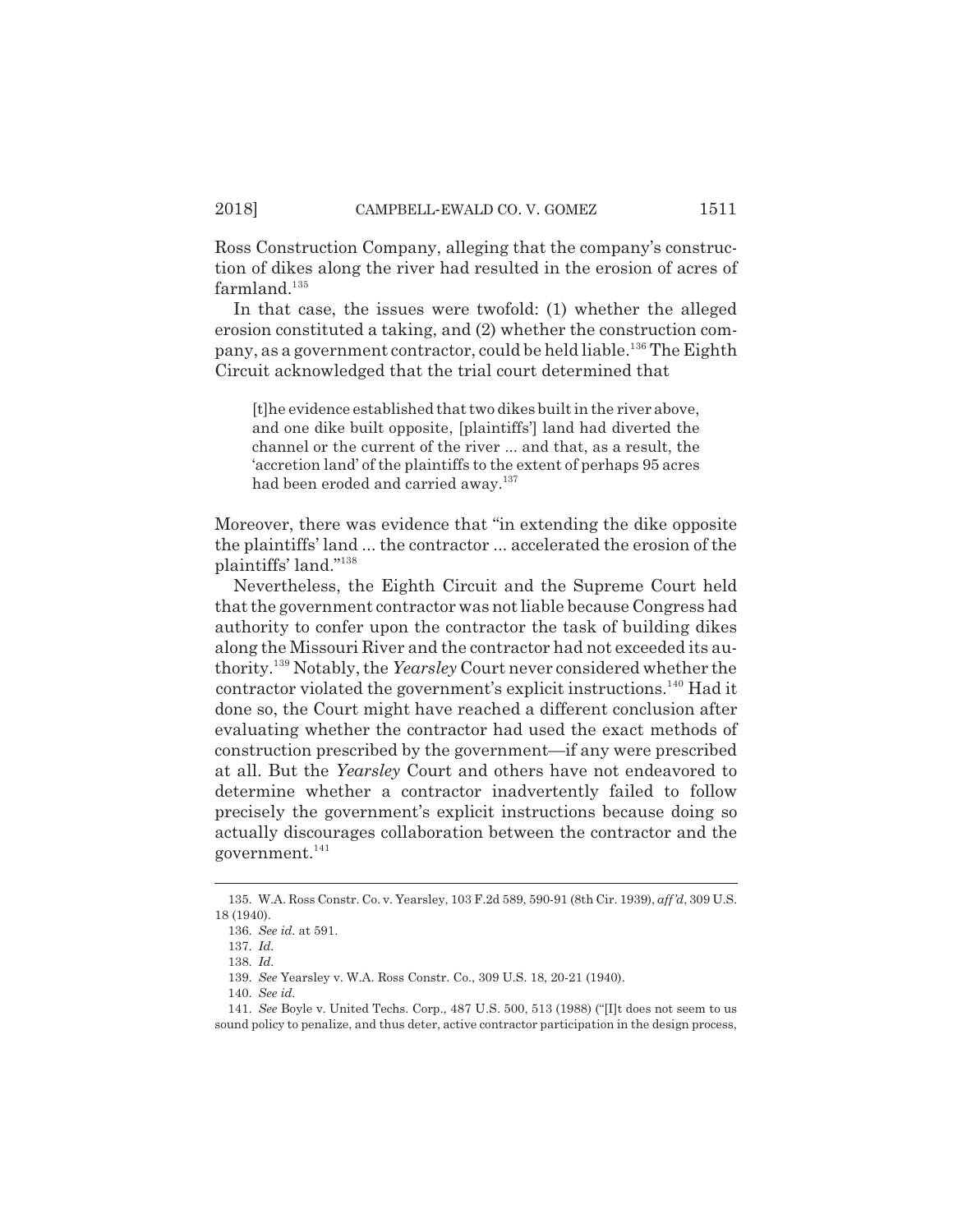Ross Construction Company, alleging that the company's construction of dikes along the river had resulted in the erosion of acres of farmland.[135]

In that case, the issues were twofold: (1) whether the alleged erosion constituted a taking, and (2) whether the construction company, as a government contractor, could be held liable.[136] The Eighth Circuit acknowledged that the trial court determined that

> [t]he evidence established that two dikes built in the river above, and one dike built opposite, [plaintiffs'] land had diverted the channel or the current of the river ... and that, as a result, the 'accretion land' of the plaintiffs to the extent of perhaps 95 acres had been eroded and carried away.[137]

Moreover, there was evidence that "in extending the dike opposite the plaintiffs' land ... the contractor ... accelerated the erosion of the plaintiffs' land."[138]

Nevertheless, the Eighth Circuit and the Supreme Court held that the government contractor was not liable because Congress had authority to confer upon the contractor the task of building dikes along the Missouri River and the contractor had not exceeded its authority.[139] Notably, the *Yearsley* Court never considered whether the contractor violated the government's explicit instructions.[140] Had it done so, the Court might have reached a different conclusion after evaluating whether the contractor had used the exact methods of construction prescribed by the government—if any were prescribed at all. But the *Yearsley* Court and others have not endeavored to determine whether a contractor inadvertently failed to follow precisely the government's explicit instructions because doing so actually discourages collaboration between the contractor and the government.[141]

---

135. W.A. Ross Constr. Co. v. Yearsley, 103 F.2d 589, 590-91 (8th Cir. 1939), *aff'd*, 309 U.S. 18 (1940).

136. *See id.* at 591.

137. *Id.*

138. *Id.*

139. *See* Yearsley v. W.A. Ross Constr. Co., 309 U.S. 18, 20-21 (1940).

140. *See id.*

141. *See* Boyle v. United Techs. Corp., 487 U.S. 500, 513 (1988) ("[I]t does not seem to us sound policy to penalize, and thus deter, active contractor participation in the design process,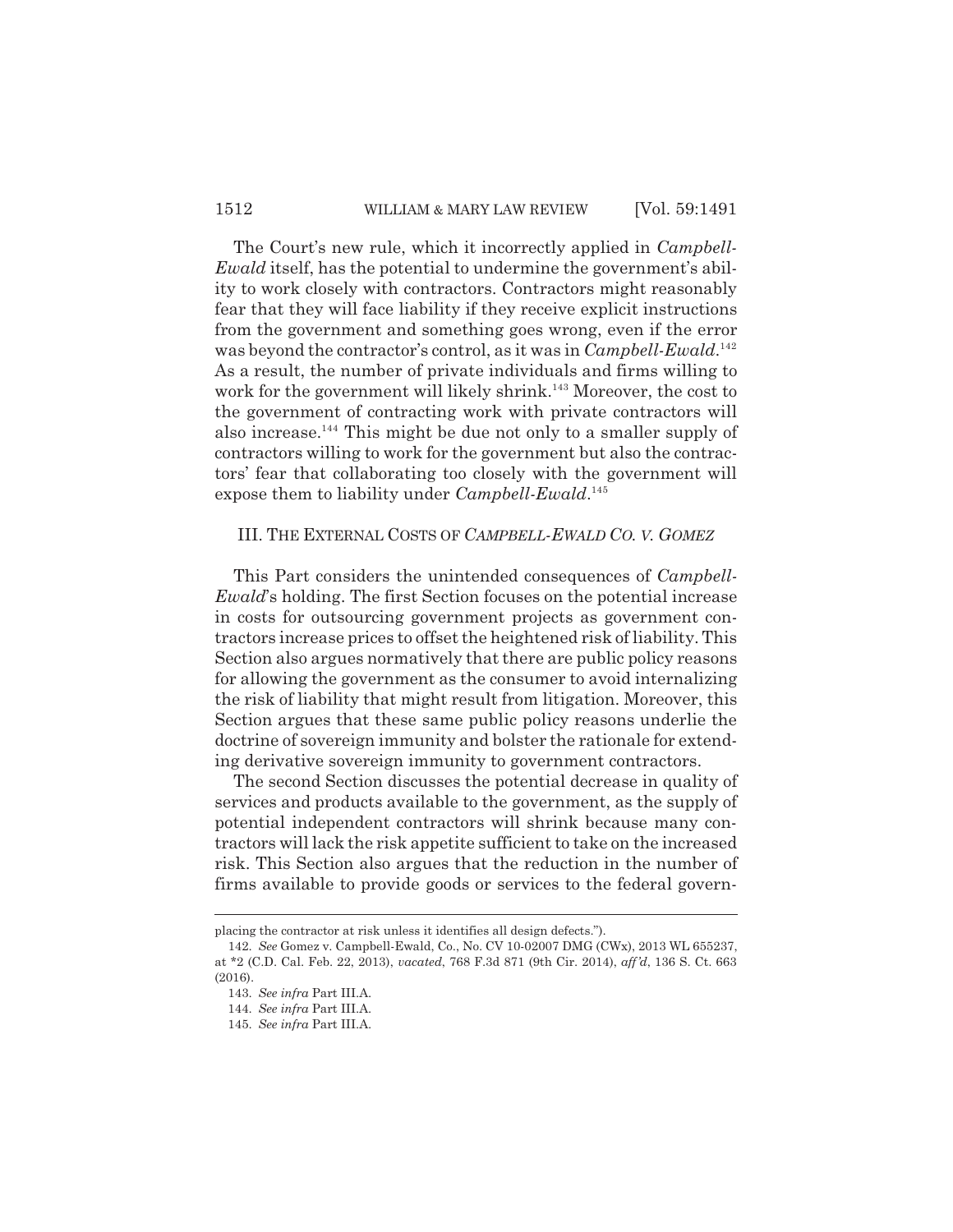The Court's new rule, which it incorrectly applied in *Campbell-Ewald* itself, has the potential to undermine the government's ability to work closely with contractors. Contractors might reasonably fear that they will face liability if they receive explicit instructions from the government and something goes wrong, even if the error was beyond the contractor's control, as it was in *Campbell-Ewald*.[142] As a result, the number of private individuals and firms willing to work for the government will likely shrink.[143] Moreover, the cost to the government of contracting work with private contractors will also increase.[144] This might be due not only to a smaller supply of contractors willing to work for the government but also the contractors' fear that collaborating too closely with the government will expose them to liability under *Campbell-Ewald*.[145]

## III. THE EXTERNAL COSTS OF *CAMPBELL-EWALD CO. V. GOMEZ*

This Part considers the unintended consequences of *Campbell-Ewald*'s holding. The first Section focuses on the potential increase in costs for outsourcing government projects as government contractors increase prices to offset the heightened risk of liability. This Section also argues normatively that there are public policy reasons for allowing the government as the consumer to avoid internalizing the risk of liability that might result from litigation. Moreover, this Section argues that these same public policy reasons underlie the doctrine of sovereign immunity and bolster the rationale for extending derivative sovereign immunity to government contractors.

The second Section discusses the potential decrease in quality of services and products available to the government, as the supply of potential independent contractors will shrink because many contractors will lack the risk appetite sufficient to take on the increased risk. This Section also argues that the reduction in the number of firms available to provide goods or services to the federal govern-

---

placing the contractor at risk unless it identifies all design defects.").

142. *See* Gomez v. Campbell-Ewald, Co., No. CV 10-02007 DMG (CWx), 2013 WL 655237, at *2 (C.D. Cal. Feb. 22, 2013), *vacated*, 768 F.3d 871 (9th Cir. 2014), *aff'd*, 136 S. Ct. 663 (2016).

143. *See infra* Part III.A.

144. *See infra* Part III.A.

145. *See infra* Part III.A.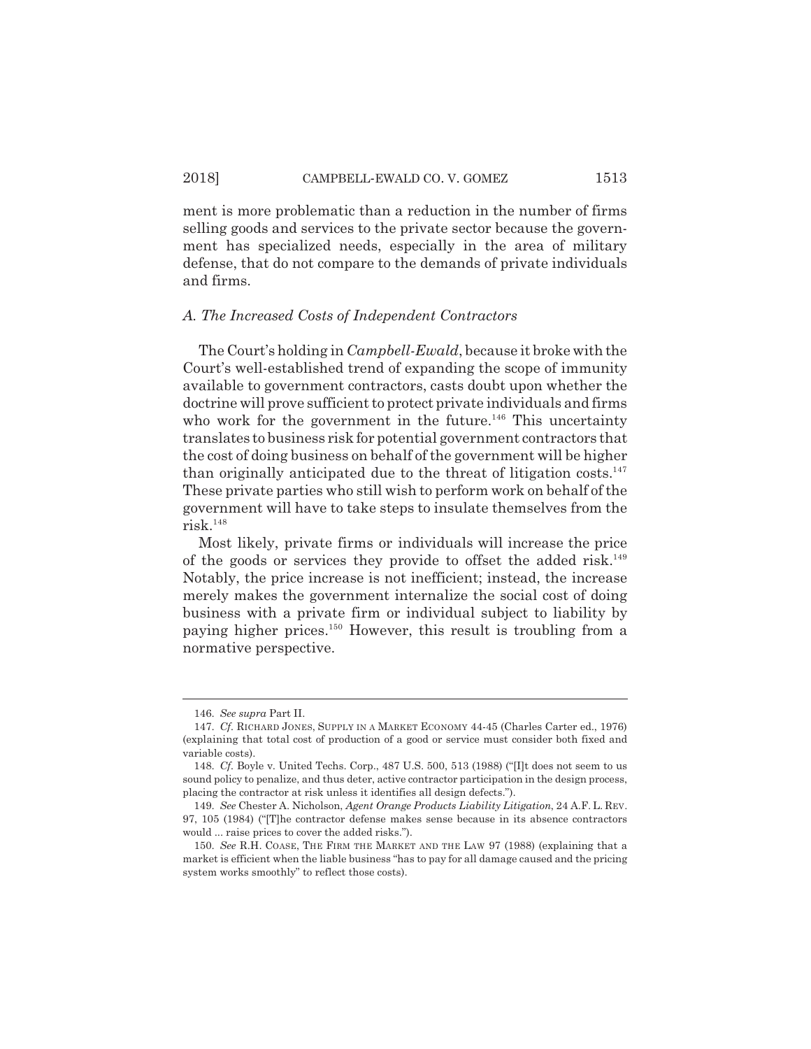ment is more problematic than a reduction in the number of firms selling goods and services to the private sector because the government has specialized needs, especially in the area of military defense, that do not compare to the demands of private individuals and firms.

### *A. The Increased Costs of Independent Contractors*

The Court's holding in *Campbell-Ewald*, because it broke with the Court's well-established trend of expanding the scope of immunity available to government contractors, casts doubt upon whether the doctrine will prove sufficient to protect private individuals and firms who work for the government in the future.[146] This uncertainty translates to business risk for potential government contractors that the cost of doing business on behalf of the government will be higher than originally anticipated due to the threat of litigation costs.[147] These private parties who still wish to perform work on behalf of the government will have to take steps to insulate themselves from the risk.[148]

Most likely, private firms or individuals will increase the price of the goods or services they provide to offset the added risk.[149] Notably, the price increase is not inefficient; instead, the increase merely makes the government internalize the social cost of doing business with a private firm or individual subject to liability by paying higher prices.[150] However, this result is troubling from a normative perspective.

---

146. *See supra* Part II.

147. *Cf.* RICHARD JONES, SUPPLY IN A MARKET ECONOMY 44-45 (Charles Carter ed., 1976) (explaining that total cost of production of a good or service must consider both fixed and variable costs).

148. *Cf.* Boyle v. United Techs. Corp., 487 U.S. 500, 513 (1988) ("[I]t does not seem to us sound policy to penalize, and thus deter, active contractor participation in the design process, placing the contractor at risk unless it identifies all design defects.").

149. *See* Chester A. Nicholson, *Agent Orange Products Liability Litigation*, 24 A.F. L. REV. 97, 105 (1984) ("[T]he contractor defense makes sense because in its absence contractors would ... raise prices to cover the added risks.").

150. *See* R.H. COASE, THE FIRM THE MARKET AND THE LAW 97 (1988) (explaining that a market is efficient when the liable business "has to pay for all damage caused and the pricing system works smoothly" to reflect those costs).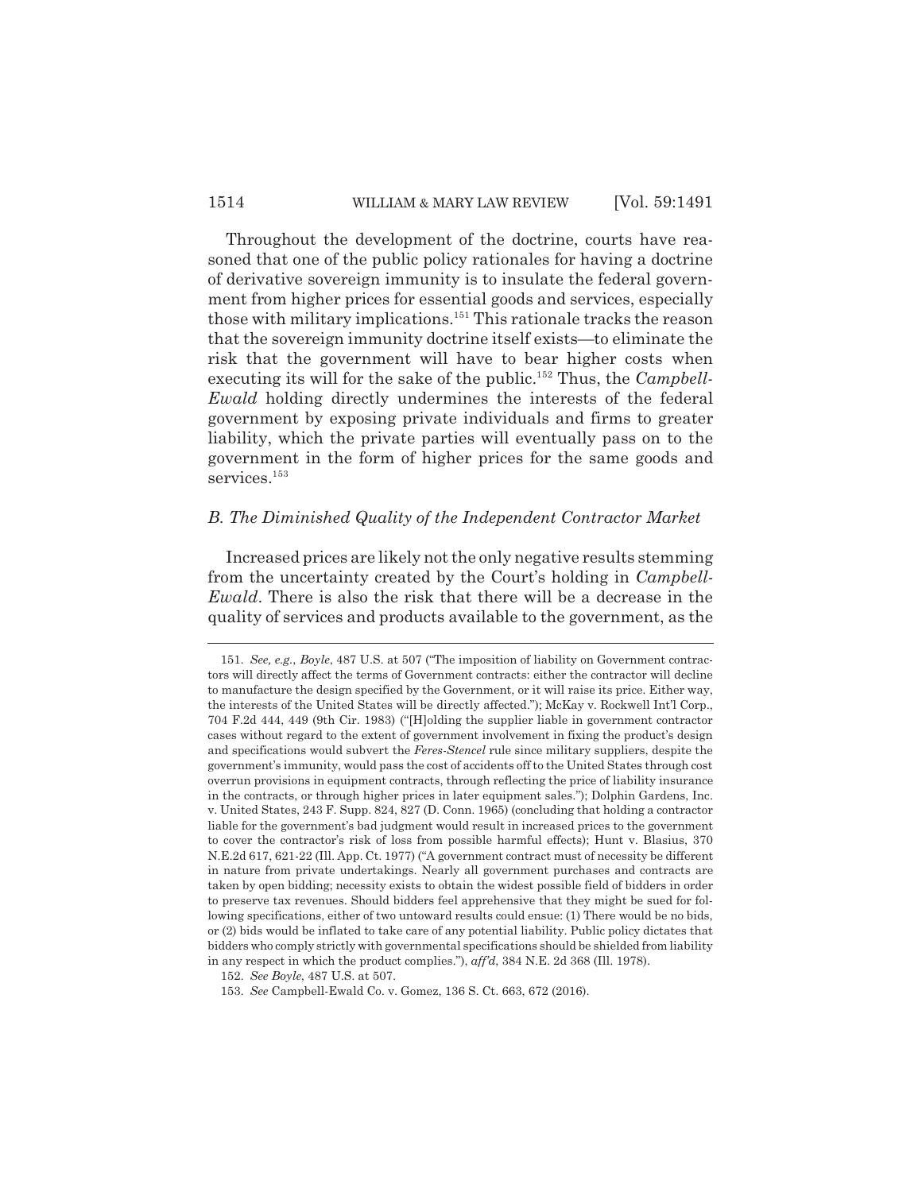Throughout the development of the doctrine, courts have reasoned that one of the public policy rationales for having a doctrine of derivative sovereign immunity is to insulate the federal government from higher prices for essential goods and services, especially those with military implications.[151] This rationale tracks the reason that the sovereign immunity doctrine itself exists—to eliminate the risk that the government will have to bear higher costs when executing its will for the sake of the public.[152] Thus, the *Campbell-Ewald* holding directly undermines the interests of the federal government by exposing private individuals and firms to greater liability, which the private parties will eventually pass on to the government in the form of higher prices for the same goods and services.[153]

### *B. The Diminished Quality of the Independent Contractor Market*

Increased prices are likely not the only negative results stemming from the uncertainty created by the Court's holding in *Campbell-Ewald*. There is also the risk that there will be a decrease in the quality of services and products available to the government, as the

---

151. *See, e.g.*, *Boyle*, 487 U.S. at 507 ("The imposition of liability on Government contractors will directly affect the terms of Government contracts: either the contractor will decline to manufacture the design specified by the Government, or it will raise its price. Either way, the interests of the United States will be directly affected."); McKay v. Rockwell Int'l Corp., 704 F.2d 444, 449 (9th Cir. 1983) ("[H]olding the supplier liable in government contractor cases without regard to the extent of government involvement in fixing the product's design and specifications would subvert the *Feres-Stencel* rule since military suppliers, despite the government's immunity, would pass the cost of accidents off to the United States through cost overrun provisions in equipment contracts, through reflecting the price of liability insurance in the contracts, or through higher prices in later equipment sales."); Dolphin Gardens, Inc. v. United States, 243 F. Supp. 824, 827 (D. Conn. 1965) (concluding that holding a contractor liable for the government's bad judgment would result in increased prices to the government to cover the contractor's risk of loss from possible harmful effects); Hunt v. Blasius, 370 N.E.2d 617, 621-22 (Ill. App. Ct. 1977) ("A government contract must of necessity be different in nature from private undertakings. Nearly all government purchases and contracts are taken by open bidding; necessity exists to obtain the widest possible field of bidders in order to preserve tax revenues. Should bidders feel apprehensive that they might be sued for following specifications, either of two untoward results could ensue: (1) There would be no bids, or (2) bids would be inflated to take care of any potential liability. Public policy dictates that bidders who comply strictly with governmental specifications should be shielded from liability in any respect in which the product complies."), *aff'd*, 384 N.E. 2d 368 (Ill. 1978).

152. *See Boyle*, 487 U.S. at 507.

153. *See* Campbell-Ewald Co. v. Gomez, 136 S. Ct. 663, 672 (2016).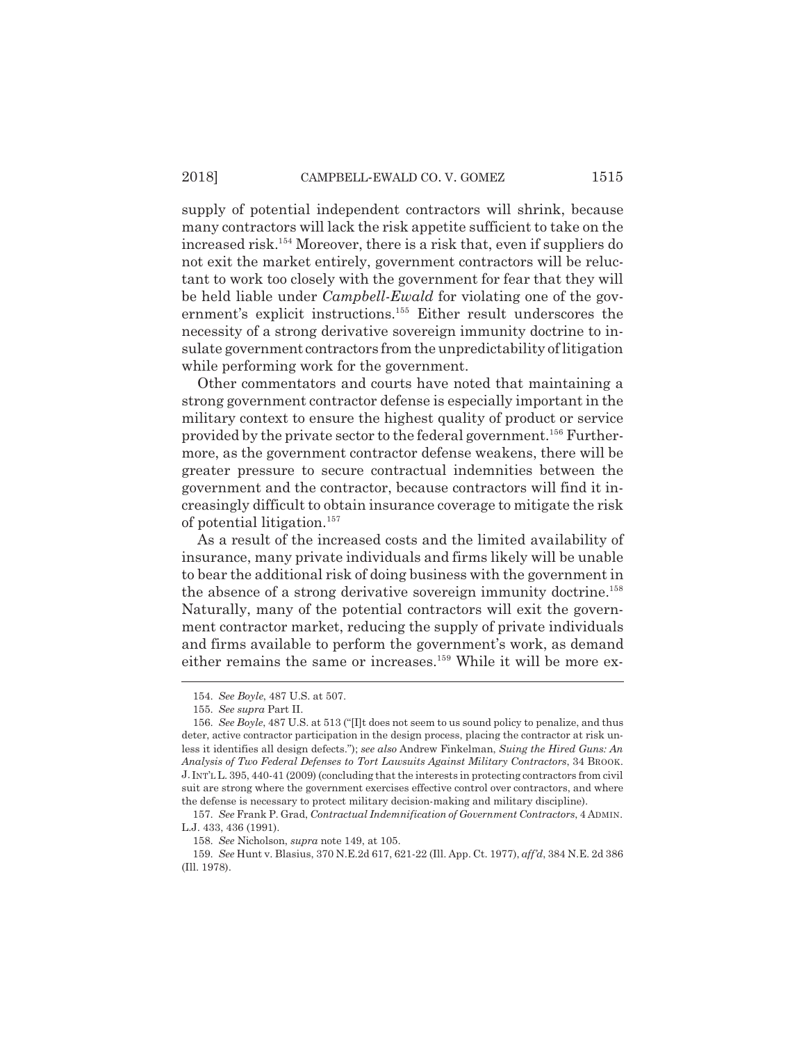supply of potential independent contractors will shrink, because many contractors will lack the risk appetite sufficient to take on the increased risk.[154] Moreover, there is a risk that, even if suppliers do not exit the market entirely, government contractors will be reluctant to work too closely with the government for fear that they will be held liable under *Campbell-Ewald* for violating one of the government's explicit instructions.[155] Either result underscores the necessity of a strong derivative sovereign immunity doctrine to insulate government contractors from the unpredictability of litigation while performing work for the government.

Other commentators and courts have noted that maintaining a strong government contractor defense is especially important in the military context to ensure the highest quality of product or service provided by the private sector to the federal government.[156] Furthermore, as the government contractor defense weakens, there will be greater pressure to secure contractual indemnities between the government and the contractor, because contractors will find it increasingly difficult to obtain insurance coverage to mitigate the risk of potential litigation.[157]

As a result of the increased costs and the limited availability of insurance, many private individuals and firms likely will be unable to bear the additional risk of doing business with the government in the absence of a strong derivative sovereign immunity doctrine.[158] Naturally, many of the potential contractors will exit the government contractor market, reducing the supply of private individuals and firms available to perform the government's work, as demand either remains the same or increases.[159] While it will be more ex-

---

154. *See Boyle*, 487 U.S. at 507.

155. *See supra* Part II.

156. *See Boyle*, 487 U.S. at 513 ("[I]t does not seem to us sound policy to penalize, and thus deter, active contractor participation in the design process, placing the contractor at risk unless it identifies all design defects."); *see also* Andrew Finkelman, *Suing the Hired Guns: An Analysis of Two Federal Defenses to Tort Lawsuits Against Military Contractors*, 34 BROOK. J. INT'L L. 395, 440-41 (2009) (concluding that the interests in protecting contractors from civil suit are strong where the government exercises effective control over contractors, and where the defense is necessary to protect military decision-making and military discipline).

157. *See* Frank P. Grad, *Contractual Indemnification of Government Contractors*, 4 ADMIN. L.J. 433, 436 (1991).

158. *See* Nicholson, *supra* note 149, at 105.

159. *See* Hunt v. Blasius, 370 N.E.2d 617, 621-22 (Ill. App. Ct. 1977), *aff'd*, 384 N.E. 2d 386 (Ill. 1978).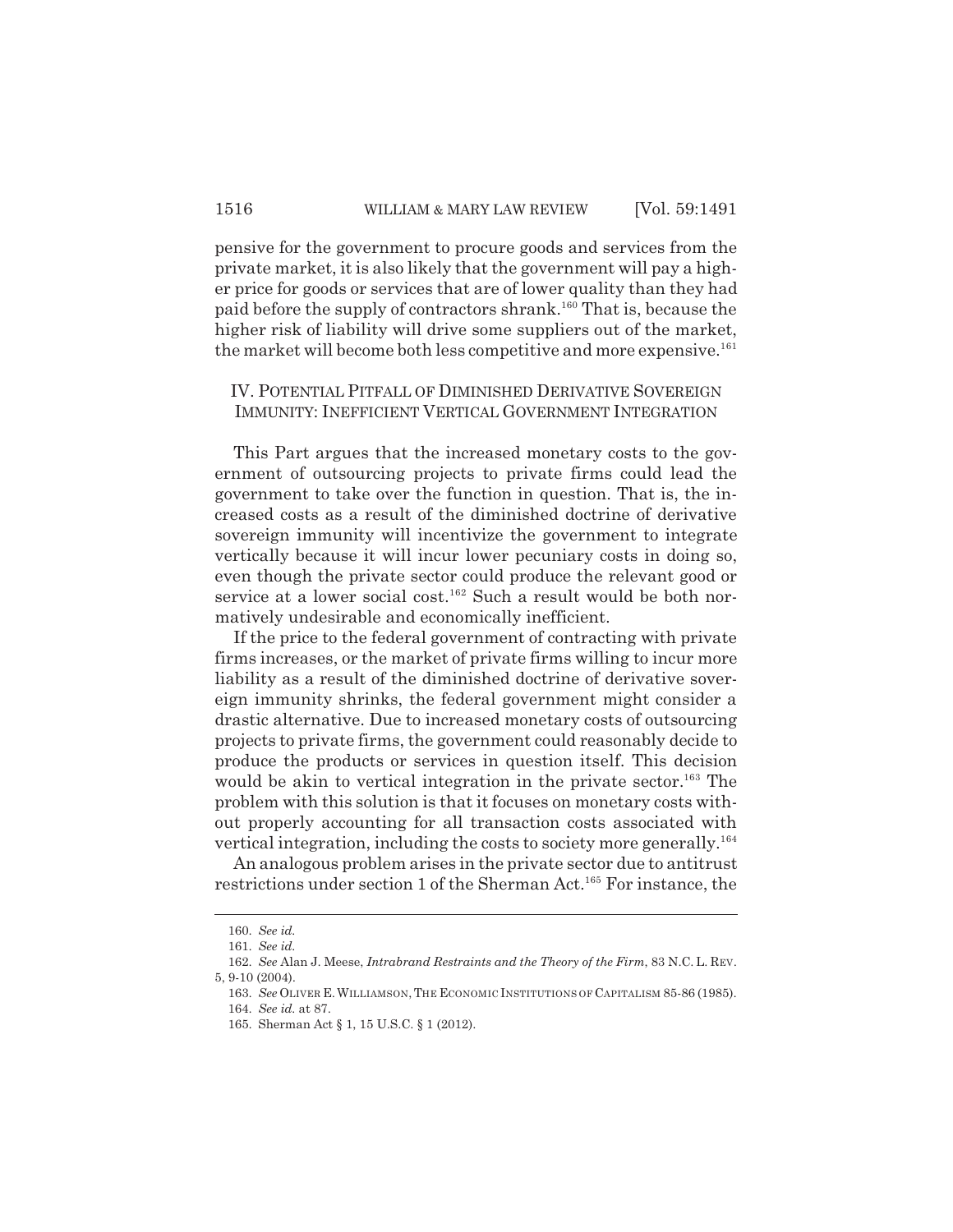pensive for the government to procure goods and services from the private market, it is also likely that the government will pay a higher price for goods or services that are of lower quality than they had paid before the supply of contractors shrank.[160] That is, because the higher risk of liability will drive some suppliers out of the market, the market will become both less competitive and more expensive.[161]

## IV. Potential Pitfall of Diminished Derivative Sovereign Immunity: Inefficient Vertical Government Integration

This Part argues that the increased monetary costs to the government of outsourcing projects to private firms could lead the government to take over the function in question. That is, the increased costs as a result of the diminished doctrine of derivative sovereign immunity will incentivize the government to integrate vertically because it will incur lower pecuniary costs in doing so, even though the private sector could produce the relevant good or service at a lower social cost.[162] Such a result would be both normatively undesirable and economically inefficient.

If the price to the federal government of contracting with private firms increases, or the market of private firms willing to incur more liability as a result of the diminished doctrine of derivative sovereign immunity shrinks, the federal government might consider a drastic alternative. Due to increased monetary costs of outsourcing projects to private firms, the government could reasonably decide to produce the products or services in question itself. This decision would be akin to vertical integration in the private sector.[163] The problem with this solution is that it focuses on monetary costs without properly accounting for all transaction costs associated with vertical integration, including the costs to society more generally.[164]

An analogous problem arises in the private sector due to antitrust restrictions under section 1 of the Sherman Act.[165] For instance, the

---

160. *See id.*

161. *See id.*

162. *See* Alan J. Meese, *Intrabrand Restraints and the Theory of the Firm*, 83 N.C. L. REV. 5, 9-10 (2004).

163. *See* OLIVER E. WILLIAMSON, THE ECONOMIC INSTITUTIONS OF CAPITALISM 85-86 (1985).

164. *See id.* at 87.

165. Sherman Act § 1, 15 U.S.C. § 1 (2012).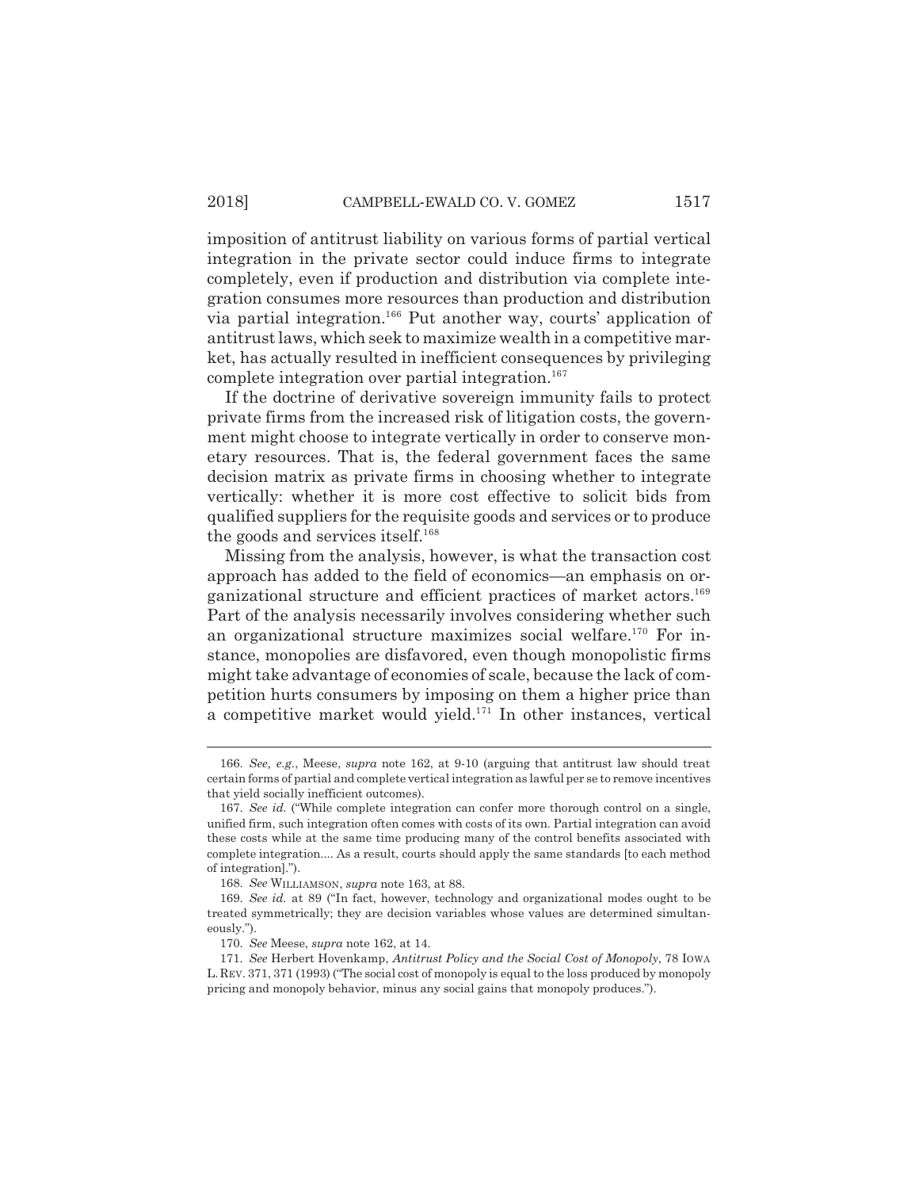imposition of antitrust liability on various forms of partial vertical integration in the private sector could induce firms to integrate completely, even if production and distribution via complete integration consumes more resources than production and distribution via partial integration.[166] Put another way, courts' application of antitrust laws, which seek to maximize wealth in a competitive market, has actually resulted in inefficient consequences by privileging complete integration over partial integration.[167]

If the doctrine of derivative sovereign immunity fails to protect private firms from the increased risk of litigation costs, the government might choose to integrate vertically in order to conserve monetary resources. That is, the federal government faces the same decision matrix as private firms in choosing whether to integrate vertically: whether it is more cost effective to solicit bids from qualified suppliers for the requisite goods and services or to produce the goods and services itself.[168]

Missing from the analysis, however, is what the transaction cost approach has added to the field of economics—an emphasis on organizational structure and efficient practices of market actors.[169] Part of the analysis necessarily involves considering whether such an organizational structure maximizes social welfare.[170] For instance, monopolies are disfavored, even though monopolistic firms might take advantage of economies of scale, because the lack of competition hurts consumers by imposing on them a higher price than a competitive market would yield.[171] In other instances, vertical

---

166. *See, e.g.*, Meese, *supra* note 162, at 9-10 (arguing that antitrust law should treat certain forms of partial and complete vertical integration as lawful per se to remove incentives that yield socially inefficient outcomes).

167. *See id.* ("While complete integration can confer more thorough control on a single, unified firm, such integration often comes with costs of its own. Partial integration can avoid these costs while at the same time producing many of the control benefits associated with complete integration.... As a result, courts should apply the same standards [to each method of integration].").

168. *See* WILLIAMSON, *supra* note 163, at 88.

169. *See id.* at 89 ("In fact, however, technology and organizational modes ought to be treated symmetrically; they are decision variables whose values are determined simultaneously.").

170. *See* Meese, *supra* note 162, at 14.

171. *See* Herbert Hovenkamp, *Antitrust Policy and the Social Cost of Monopoly*, 78 IOWA L. REV. 371, 371 (1993) ("The social cost of monopoly is equal to the loss produced by monopoly pricing and monopoly behavior, minus any social gains that monopoly produces.").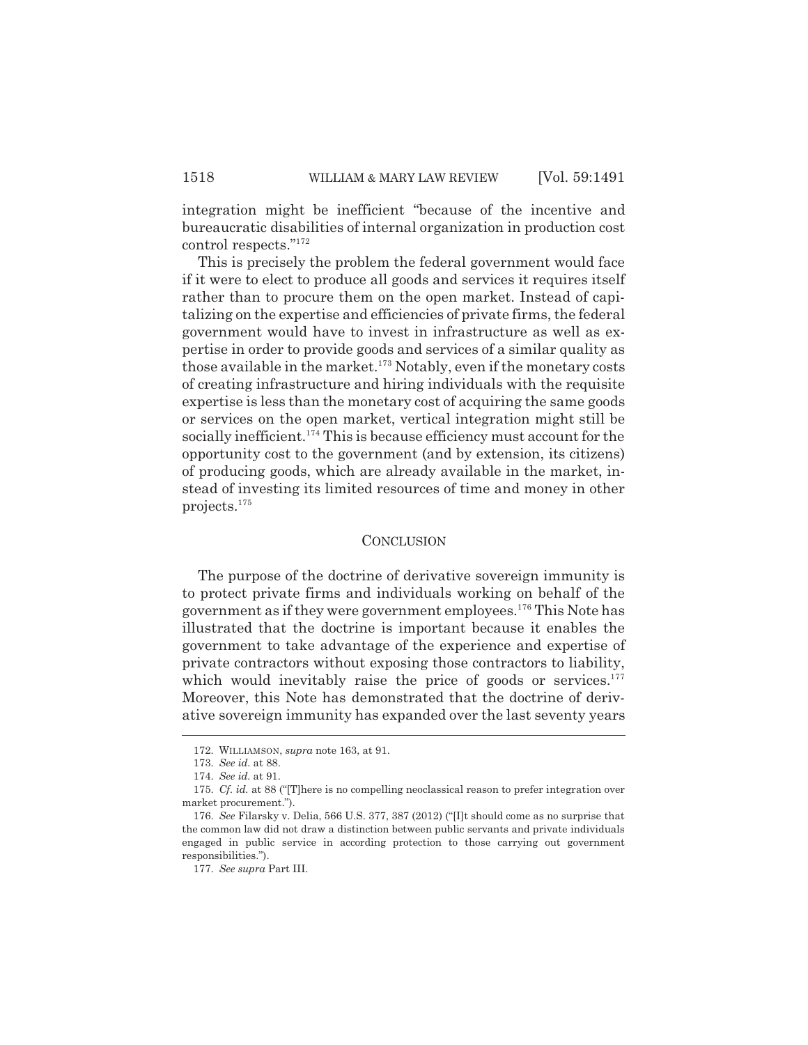integration might be inefficient "because of the incentive and bureaucratic disabilities of internal organization in production cost control respects."[172]

This is precisely the problem the federal government would face if it were to elect to produce all goods and services it requires itself rather than to procure them on the open market. Instead of capitalizing on the expertise and efficiencies of private firms, the federal government would have to invest in infrastructure as well as expertise in order to provide goods and services of a similar quality as those available in the market.[173] Notably, even if the monetary costs of creating infrastructure and hiring individuals with the requisite expertise is less than the monetary cost of acquiring the same goods or services on the open market, vertical integration might still be socially inefficient.[174] This is because efficiency must account for the opportunity cost to the government (and by extension, its citizens) of producing goods, which are already available in the market, instead of investing its limited resources of time and money in other projects.[175]

## CONCLUSION

The purpose of the doctrine of derivative sovereign immunity is to protect private firms and individuals working on behalf of the government as if they were government employees.[176] This Note has illustrated that the doctrine is important because it enables the government to take advantage of the experience and expertise of private contractors without exposing those contractors to liability, which would inevitably raise the price of goods or services.[177] Moreover, this Note has demonstrated that the doctrine of derivative sovereign immunity has expanded over the last seventy years

---

172. WILLIAMSON, *supra* note 163, at 91.

173. *See id.* at 88.

174. *See id.* at 91.

175. *Cf. id.* at 88 ("[T]here is no compelling neoclassical reason to prefer integration over market procurement.").

176. *See* Filarsky v. Delia, 566 U.S. 377, 387 (2012) ("[I]t should come as no surprise that the common law did not draw a distinction between public servants and private individuals engaged in public service in according protection to those carrying out government responsibilities.").

177. *See supra* Part III.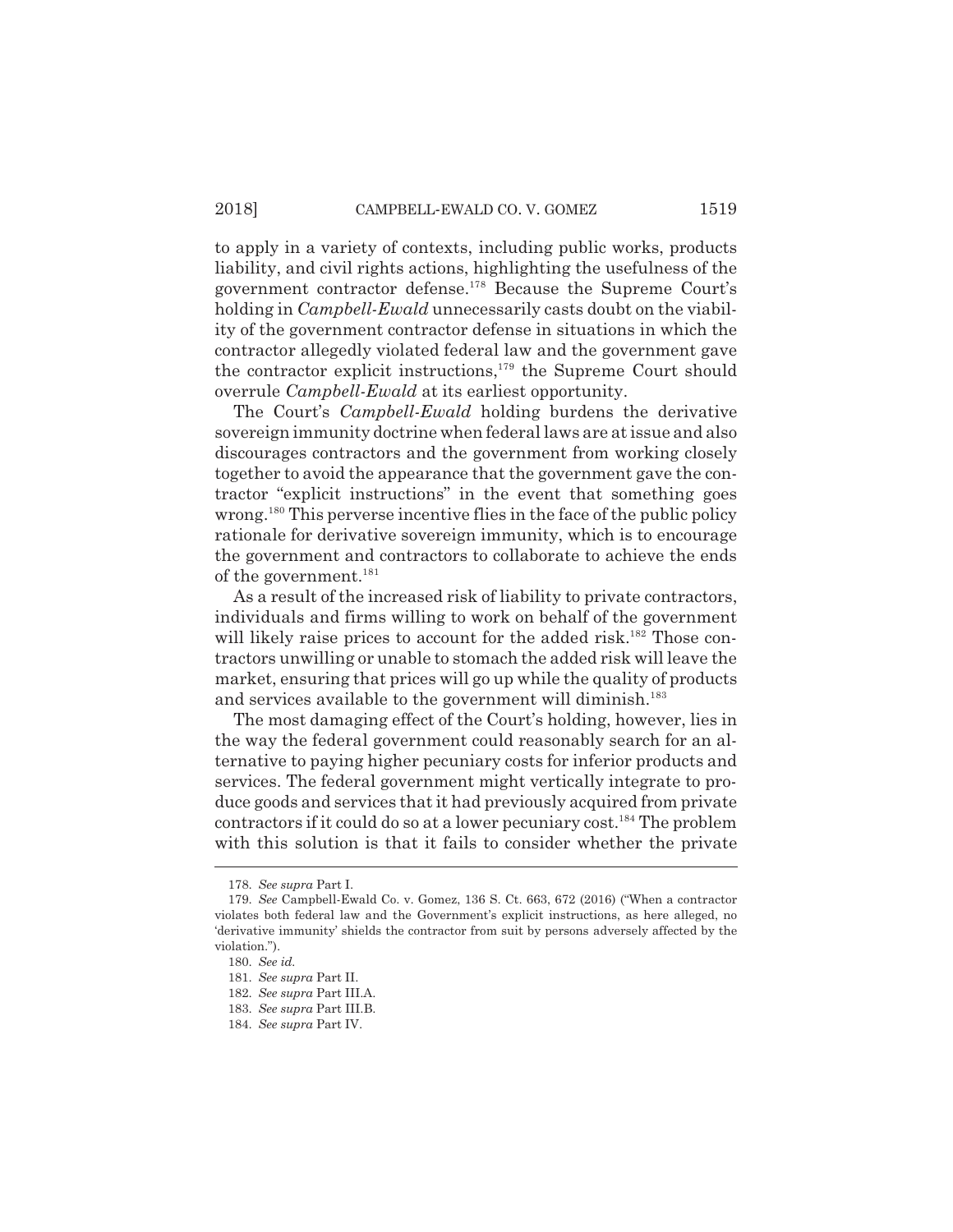to apply in a variety of contexts, including public works, products liability, and civil rights actions, highlighting the usefulness of the government contractor defense.[178] Because the Supreme Court's holding in *Campbell-Ewald* unnecessarily casts doubt on the viability of the government contractor defense in situations in which the contractor allegedly violated federal law and the government gave the contractor explicit instructions,[179] the Supreme Court should overrule *Campbell-Ewald* at its earliest opportunity.

The Court's *Campbell-Ewald* holding burdens the derivative sovereign immunity doctrine when federal laws are at issue and also discourages contractors and the government from working closely together to avoid the appearance that the government gave the contractor "explicit instructions" in the event that something goes wrong.[180] This perverse incentive flies in the face of the public policy rationale for derivative sovereign immunity, which is to encourage the government and contractors to collaborate to achieve the ends of the government.[181]

As a result of the increased risk of liability to private contractors, individuals and firms willing to work on behalf of the government will likely raise prices to account for the added risk.[182] Those contractors unwilling or unable to stomach the added risk will leave the market, ensuring that prices will go up while the quality of products and services available to the government will diminish.[183]

The most damaging effect of the Court's holding, however, lies in the way the federal government could reasonably search for an alternative to paying higher pecuniary costs for inferior products and services. The federal government might vertically integrate to produce goods and services that it had previously acquired from private contractors if it could do so at a lower pecuniary cost.[184] The problem with this solution is that it fails to consider whether the private

---

178. *See supra* Part I.

179. *See* Campbell-Ewald Co. v. Gomez, 136 S. Ct. 663, 672 (2016) ("When a contractor violates both federal law and the Government's explicit instructions, as here alleged, no 'derivative immunity' shields the contractor from suit by persons adversely affected by the violation.").

180. *See id.*

181. *See supra* Part II.

182. *See supra* Part III.A.

183. *See supra* Part III.B.

184. *See supra* Part IV.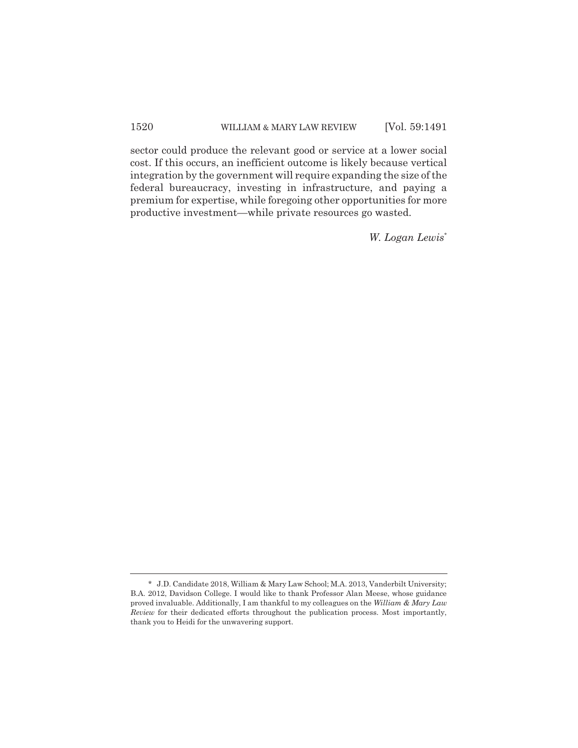sector could produce the relevant good or service at a lower social cost. If this occurs, an inefficient outcome is likely because vertical integration by the government will require expanding the size of the federal bureaucracy, investing in infrastructure, and paying a premium for expertise, while foregoing other opportunities for more productive investment—while private resources go wasted.

*W. Logan Lewis*[*]

---

[*] J.D. Candidate 2018, William & Mary Law School; M.A. 2013, Vanderbilt University; B.A. 2012, Davidson College. I would like to thank Professor Alan Meese, whose guidance proved invaluable. Additionally, I am thankful to my colleagues on the *William & Mary Law Review* for their dedicated efforts throughout the publication process. Most importantly, thank you to Heidi for the unwavering support.